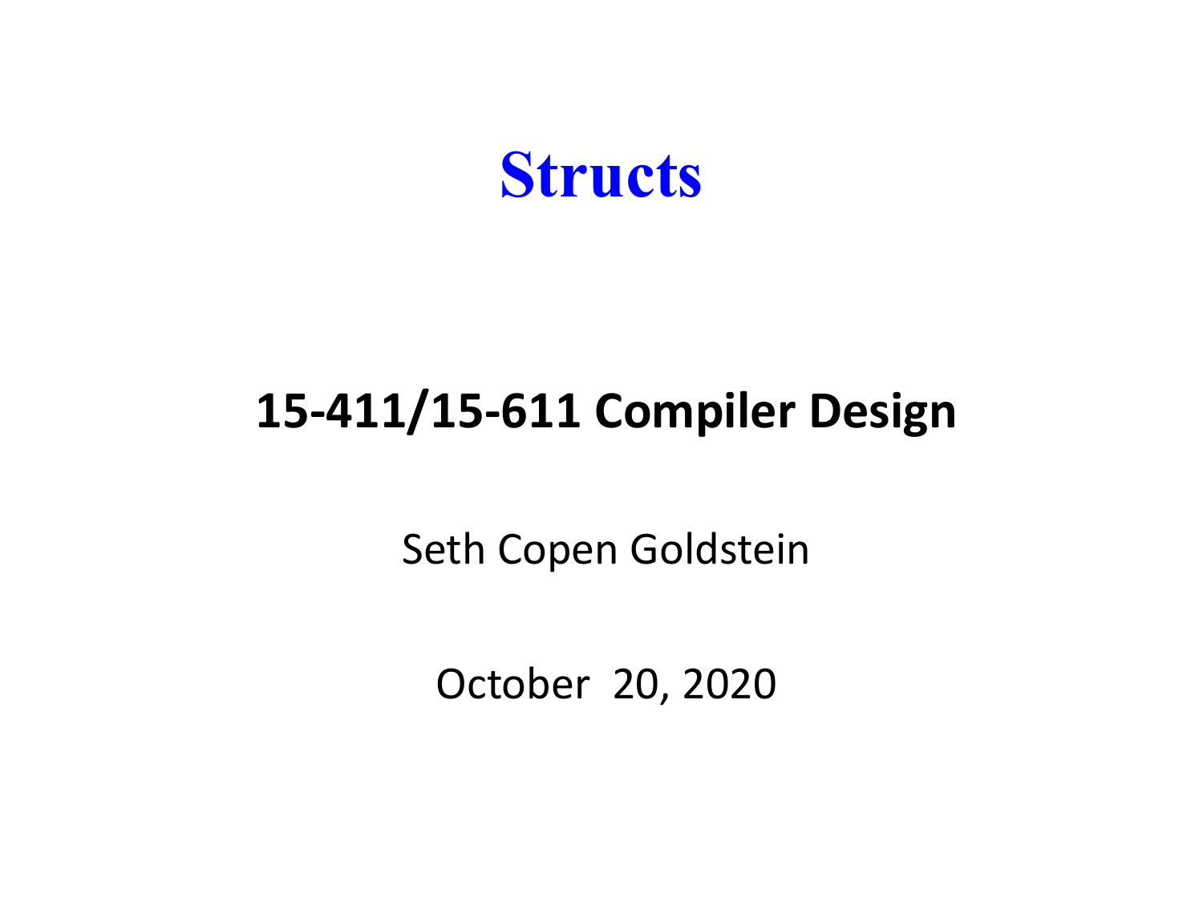# Structs

## 15-411/15-611 Compiler Design

Seth Copen Goldstein

October 20, 2020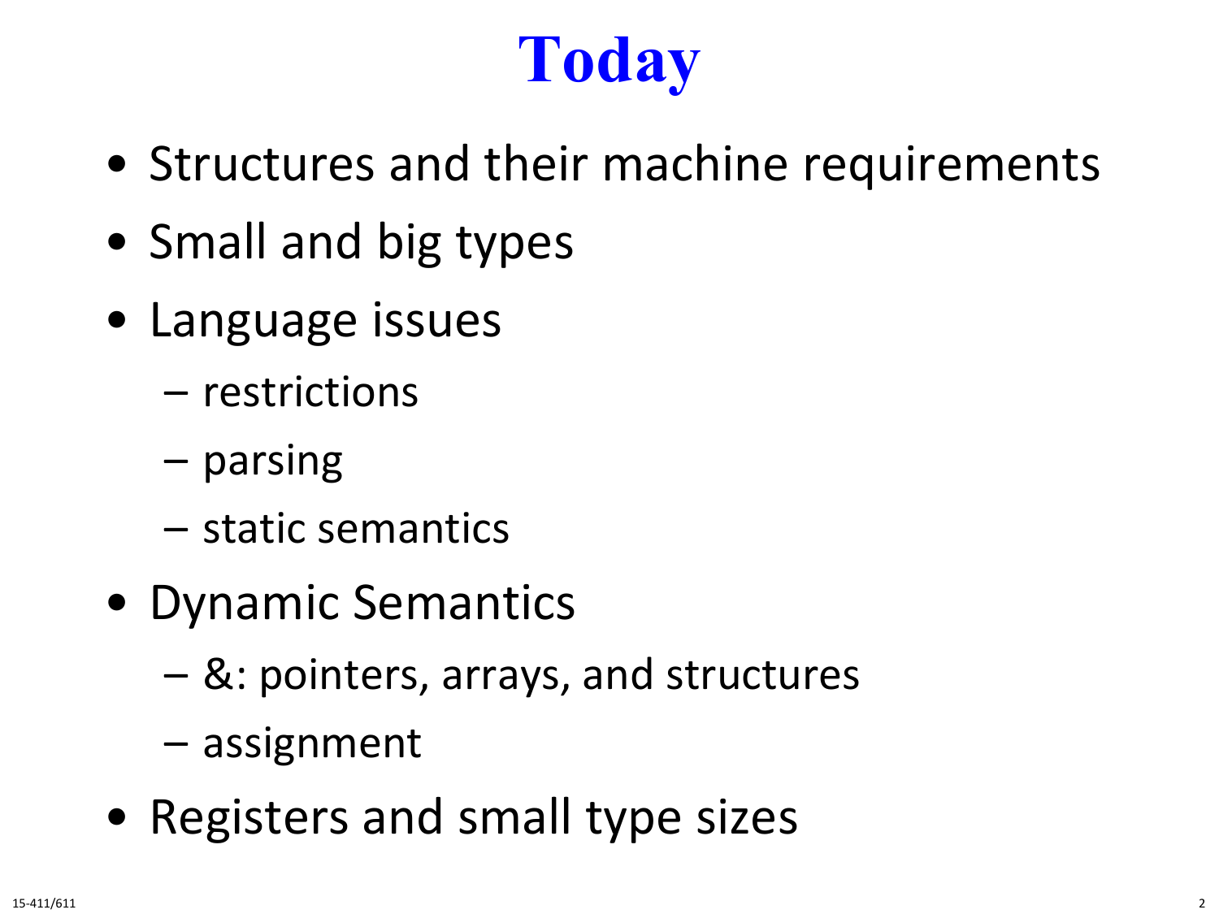# Today

- Structures and their machine requirements
- Small and big types
- Language issues
  - restrictions
  - parsing
  - static semantics
- Dynamic Semantics
  - &: pointers, arrays, and structures
  - assignment
- Registers and small type sizes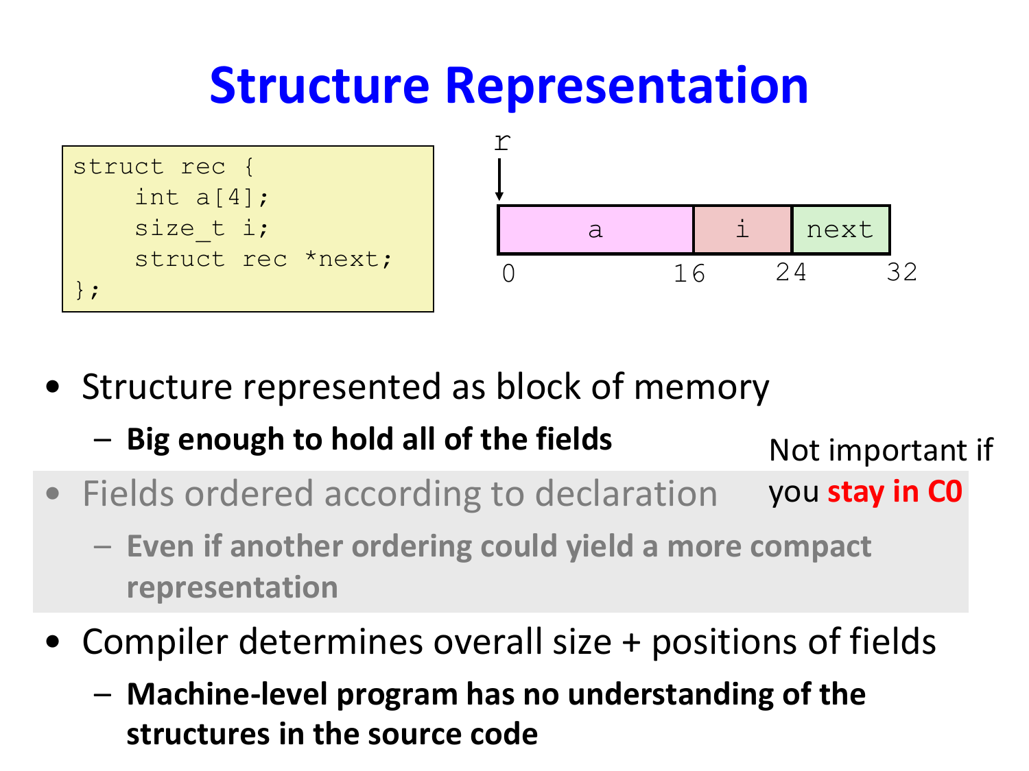# Structure Representation

```
struct rec {
    int a[4];
    size_t i;
    struct rec *next;
};
```

r

| a | i | next |
|---|---|---|
| 0 | 16 | 24 | 32 |

- Structure represented as block of memory
  - **Big enough to hold all of the fields**
- Fields ordered according to declaration
  - **Even if another ordering could yield a more compact representation**

Not important if you **stay in C0**

- Compiler determines overall size + positions of fields
  - **Machine-level program has no understanding of the structures in the source code**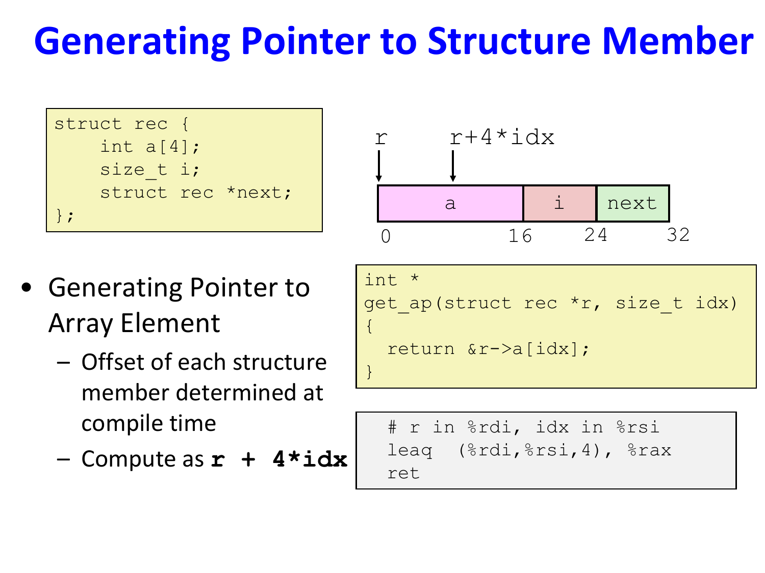# Generating Pointer to Structure Member

```
struct rec {
    int a[4];
    size_t i;
    struct rec *next;
};
```

```
r        r+4*idx
|        |
v        v
+-------------------+---------+---------+
|         a         |    i    |  next   |
+-------------------+---------+---------+
0                   16        24        32
```

- Generating Pointer to Array Element
  - Offset of each structure member determined at compile time
  - Compute as **r + 4*idx**

```
int *
get_ap(struct rec *r, size_t idx)
{
  return &r->a[idx];
}
```

```
  # r in %rdi, idx in %rsi
  leaq  (%rdi,%rsi,4), %rax
  ret
```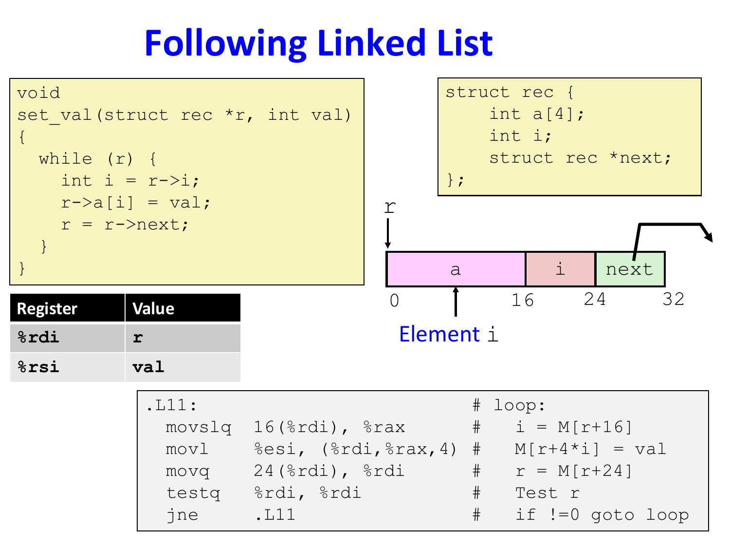# Following Linked List

```
void
set_val(struct rec *r, int val)
{
  while (r) {
    int i = r->i;
    r->a[i] = val;
    r = r->next;
  }
}
```

```
struct rec {
    int a[4];
    int i;
    struct rec *next;
};
```

r

| a | i | next |
|---|---|---|

0 16 24 32

Element i

| Register | Value |
|---|---|
| %rdi | r |
| %rsi | val |

```
.L11:                           # loop:
  movslq  16(%rdi), %rax        #   i = M[r+16]
  movl    %esi, (%rdi,%rax,4)   #   M[r+4*i] = val
  movq    24(%rdi), %rdi        #   r = M[r+24]
  testq   %rdi, %rdi            #   Test r
  jne     .L11                  #   if !=0 goto loop
```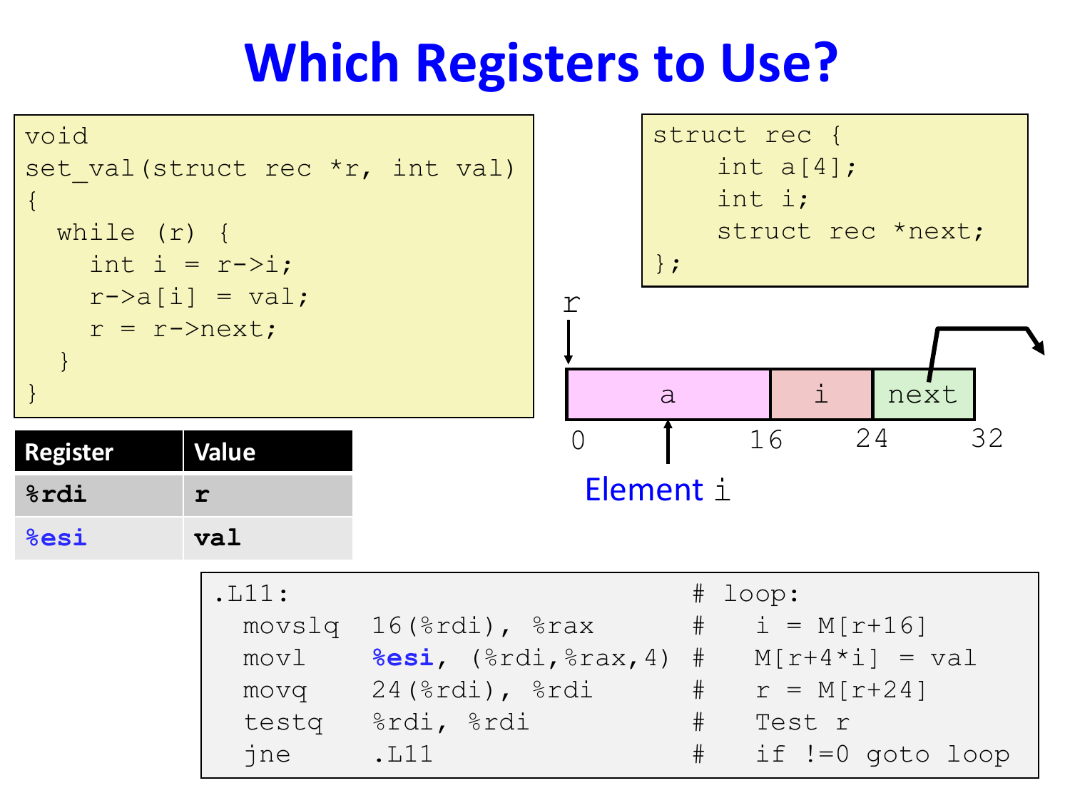# Which Registers to Use?

```
void
set_val(struct rec *r, int val)
{
  while (r) {
    int i = r->i;
    r->a[i] = val;
    r = r->next;
  }
}
```

```
struct rec {
    int a[4];
    int i;
    struct rec *next;
};
```

r

| a | i | next |
|---|---|---|

0 16 24 32

Element i

| Register | Value |
|---|---|
| %rdi | r |
| %esi | val |

```
.L11:                              # loop:
  movslq  16(%rdi), %rax           #   i = M[r+16]
  movl    %esi, (%rdi,%rax,4)      #   M[r+4*i] = val
  movq    24(%rdi), %rdi           #   r = M[r+24]
  testq   %rdi, %rdi               #   Test r
  jne     .L11                     #   if !=0 goto loop
```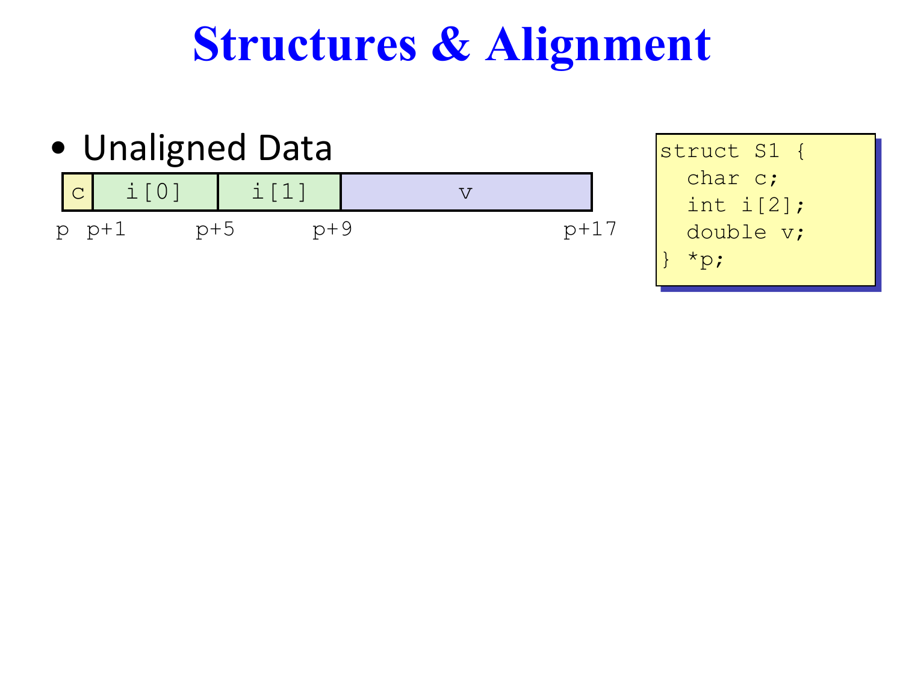# Structures & Alignment

- Unaligned Data

| c | i[0] | i[1] | v |
|---|---|---|---|
| p | p+1 | p+5 | p+9 … p+17 |

```
struct S1 {
  char c;
  int i[2];
  double v;
} *p;
```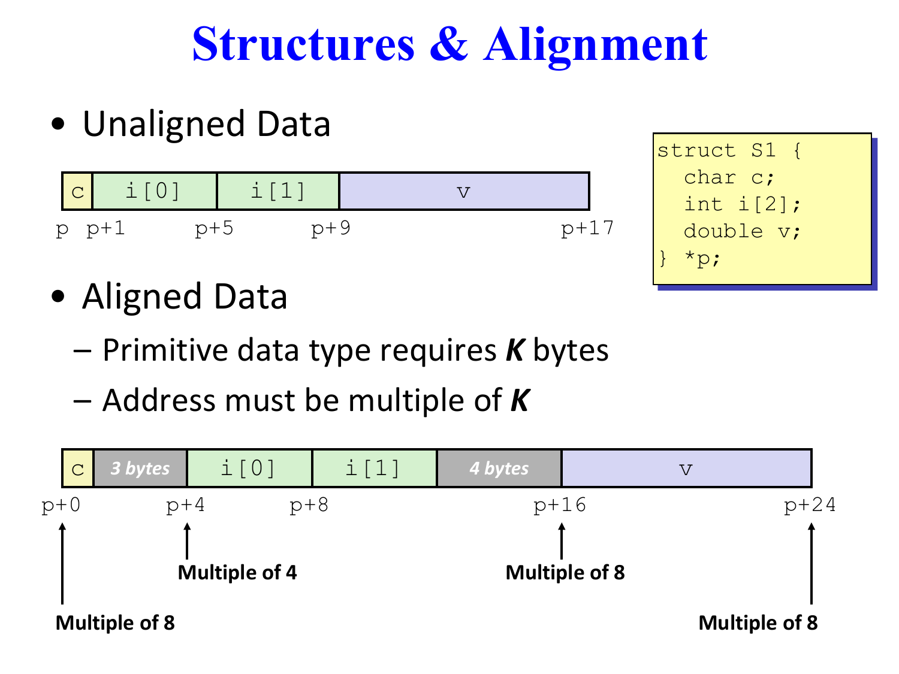# Structures & Alignment

```
struct S1 {
  char c;
  int i[2];
  double v;
} *p;
```

- Unaligned Data

| c | i[0] | i[1] | v |
|---|---|---|---|
| p | p+1 | p+5 | p+9 → p+17 |

- Aligned Data
  - Primitive data type requires ***K*** bytes
  - Address must be multiple of ***K***

| c | *3 bytes* | i[0] | i[1] | *4 bytes* | v |
|---|---|---|---|---|---|
| p+0 | | p+4 | p+8 | | p+16 → p+24 |

p+0: **Multiple of 8**

p+4: **Multiple of 4**

p+16: **Multiple of 8**

p+24: **Multiple of 8**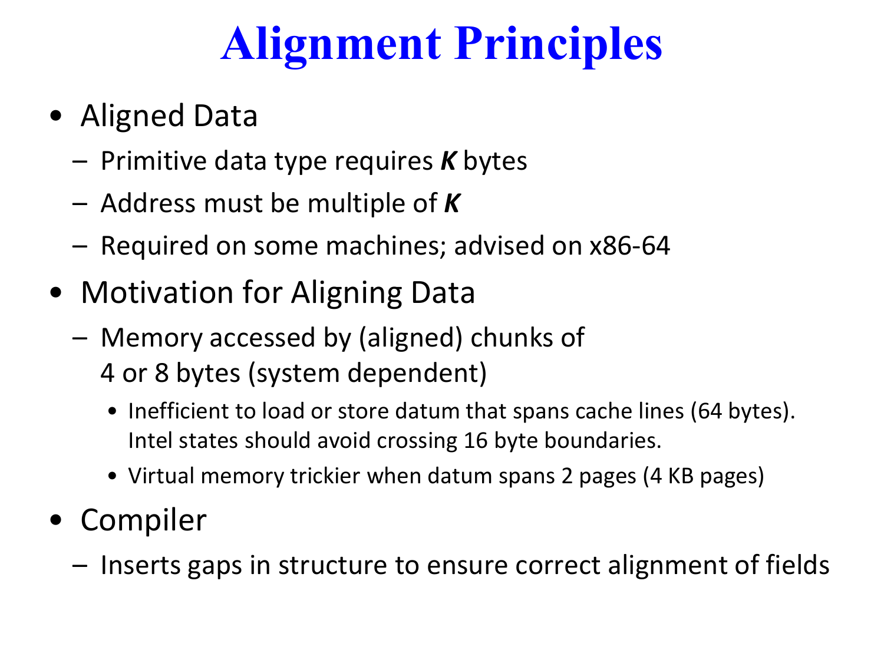# Alignment Principles

- Aligned Data
  - Primitive data type requires ***K*** bytes
  - Address must be multiple of ***K***
  - Required on some machines; advised on x86-64
- Motivation for Aligning Data
  - Memory accessed by (aligned) chunks of 4 or 8 bytes (system dependent)
    - Inefficient to load or store datum that spans cache lines (64 bytes). Intel states should avoid crossing 16 byte boundaries.
    - Virtual memory trickier when datum spans 2 pages (4 KB pages)
- Compiler
  - Inserts gaps in structure to ensure correct alignment of fields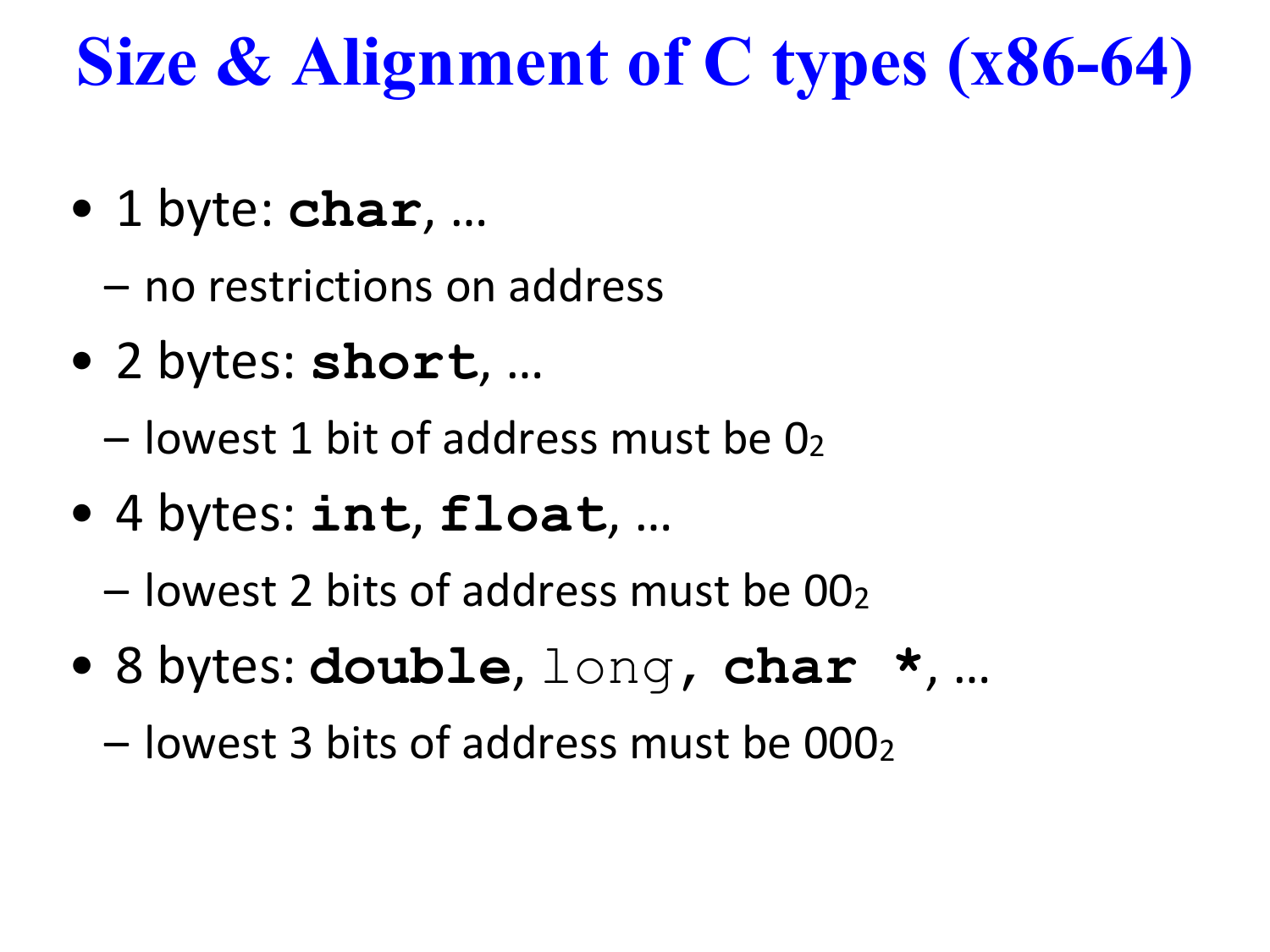# Size & Alignment of C types (x86-64)

- 1 byte: **`char`**, …
  - no restrictions on address
- 2 bytes: **`short`**, …
  - lowest 1 bit of address must be $0_2$
- 4 bytes: **`int`**, **`float`**, …
  - lowest 2 bits of address must be $00_2$
- 8 bytes: **`double`**, `long`, **`char *`**, …
  - lowest 3 bits of address must be $000_2$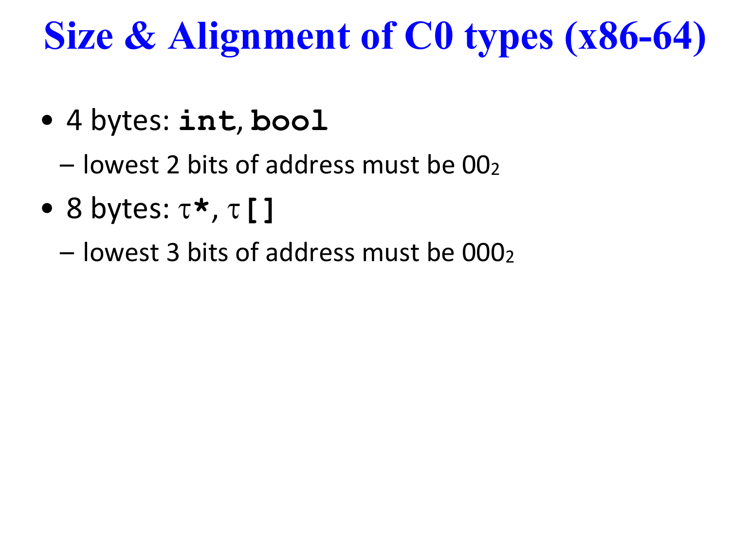# Size & Alignment of C0 types (x86-64)

- 4 bytes: **`int`**, **`bool`**
  - lowest 2 bits of address must be $00_2$
- 8 bytes: $\tau$**`*`**, $\tau$**`[]`**
  - lowest 3 bits of address must be $000_2$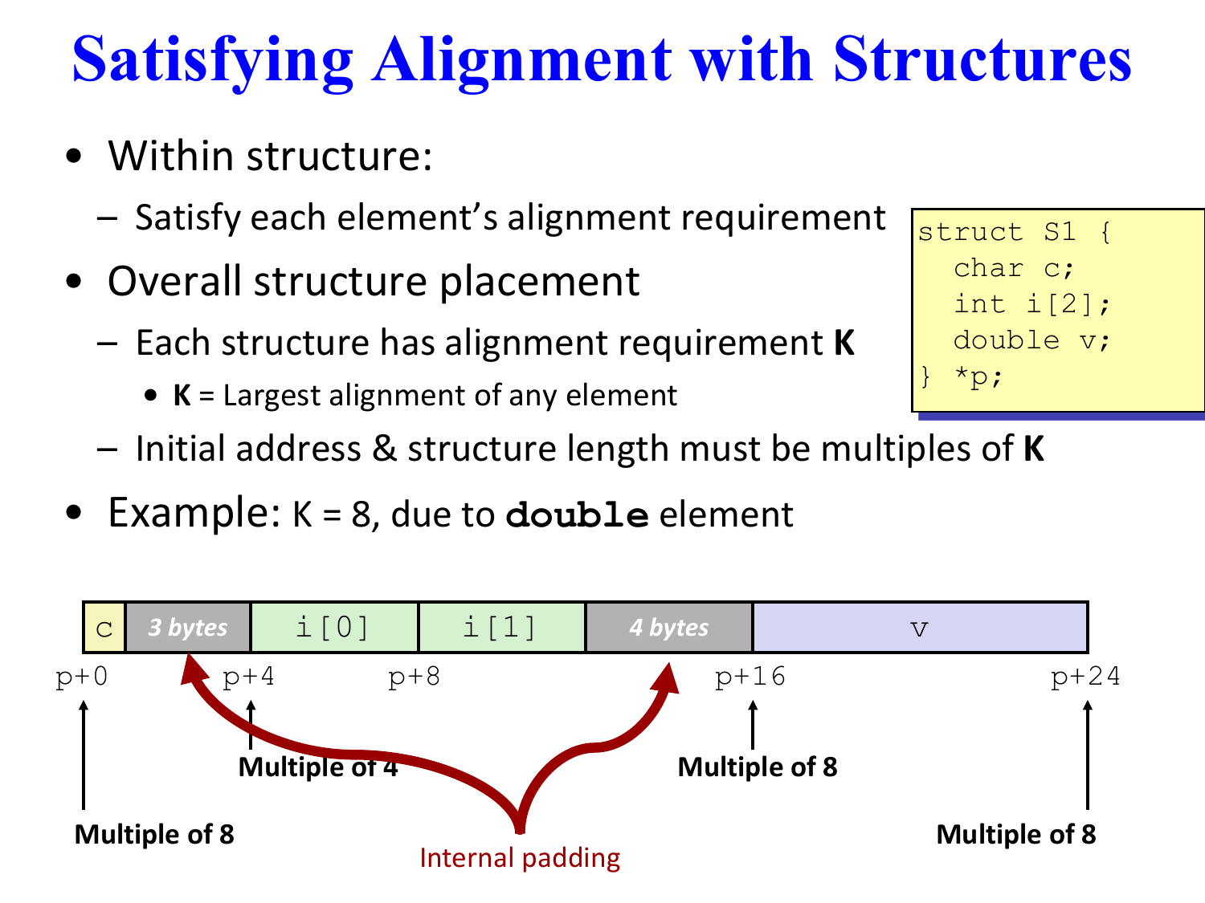# Satisfying Alignment with Structures

- Within structure:
  - Satisfy each element's alignment requirement
- Overall structure placement
  - Each structure has alignment requirement **K**
    - **K** = Largest alignment of any element
  - Initial address & structure length must be multiples of **K**
- Example: K = 8, due to **`double`** element

```
struct S1 {
  char c;
  int i[2];
  double v;
} *p;
```

| c | *3 bytes* | i[0] | i[1] | *4 bytes* | v |
|---|---|---|---|---|---|

p+0, p+4, p+8, p+16, p+24

- p+0: Multiple of 8
- p+4: Multiple of 4
- p+16: Multiple of 8
- p+24: Multiple of 8

Internal padding (3 bytes, 4 bytes)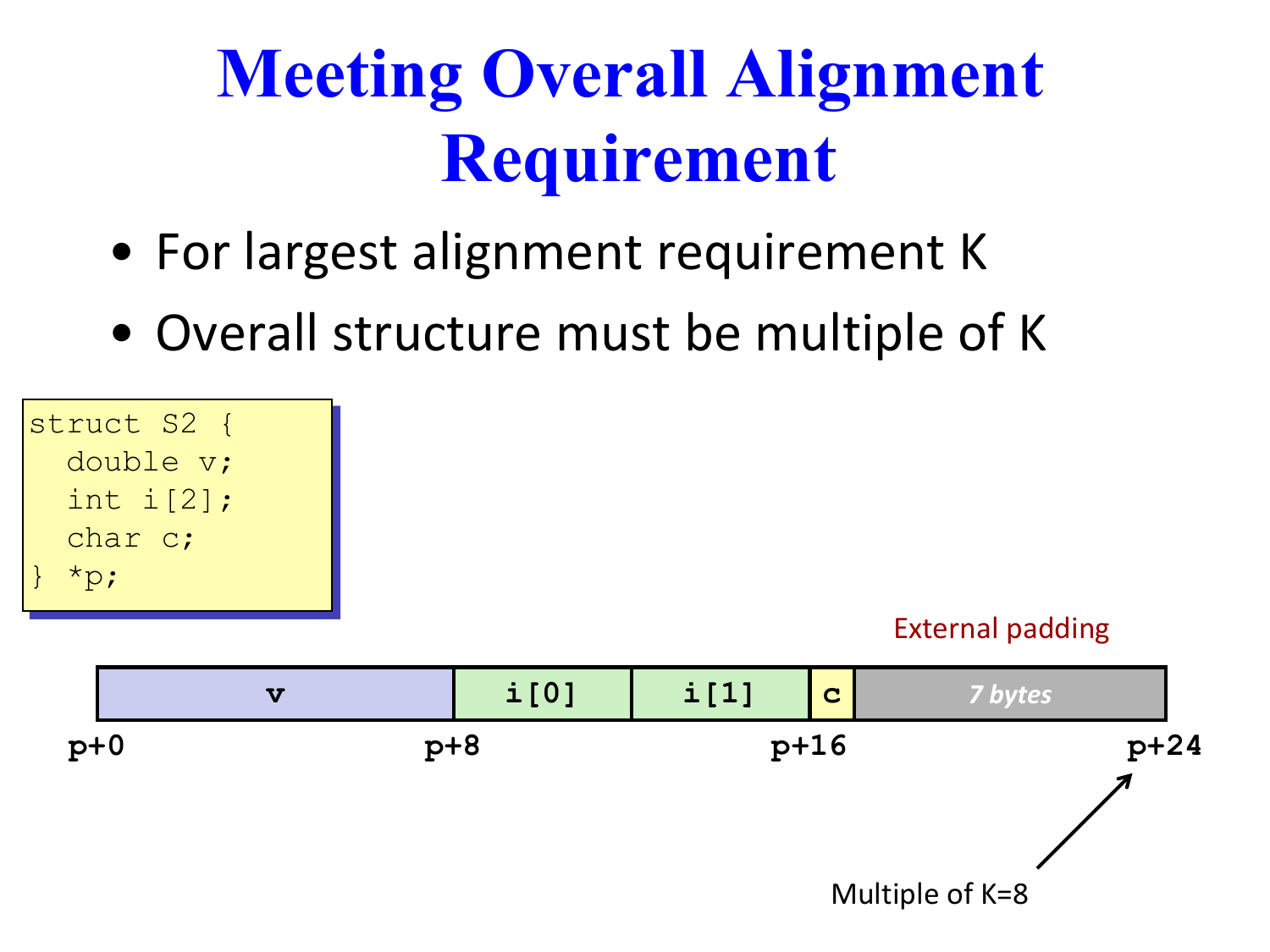# Meeting Overall Alignment Requirement

- For largest alignment requirement K
- Overall structure must be multiple of K

```
struct S2 {
  double v;
  int i[2];
  char c;
} *p;
```

External padding

| v | i[0] | i[1] | c | *7 bytes* |
|---|---|---|---|---|

p+0 p+8 p+16 p+24

Multiple of K=8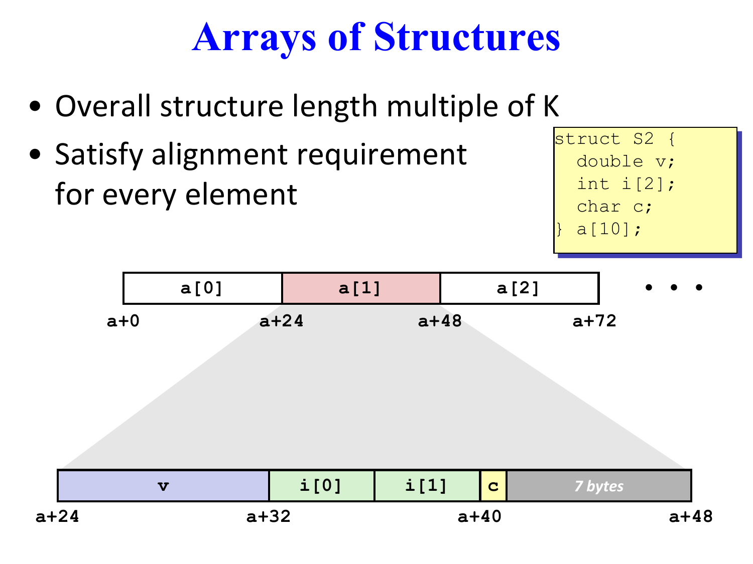# Arrays of Structures

- Overall structure length multiple of K
- Satisfy alignment requirement for every element

```
struct S2 {
  double v;
  int i[2];
  char c;
} a[10];
```

| a[0] | a[1] | a[2] | • • • |
|---|---|---|---|
| a+0 | a+24 | a+48 | a+72 |

| v | i[0] | i[1] | c | 7 bytes |
|---|---|---|---|---|
| a+24 | a+32 | | a+40 | a+48 |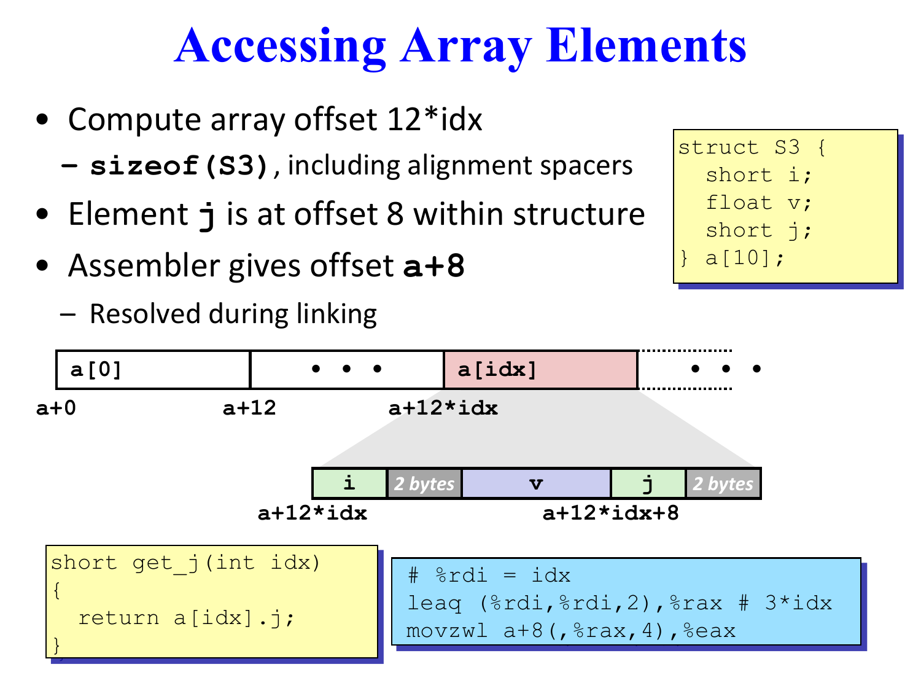# Accessing Array Elements

- Compute array offset 12*idx
  - **sizeof(S3)**, including alignment spacers
- Element **j** is at offset 8 within structure
- Assembler gives offset **a+8**
  - Resolved during linking

```
struct S3 {
  short i;
  float v;
  short j;
} a[10];
```

| a[0] | • • • | a[idx] | • • • |
|---|---|---|---|

**a+0**  **a+12**  **a+12*idx**

| i | *2 bytes* | v | j | *2 bytes* |
|---|---|---|---|---|

**a+12*idx**  **a+12*idx+8**

```
short get_j(int idx)
{
  return a[idx].j;
}
```

```
# %rdi = idx
leaq (%rdi,%rdi,2),%rax # 3*idx
movzwl a+8(,%rax,4),%eax
```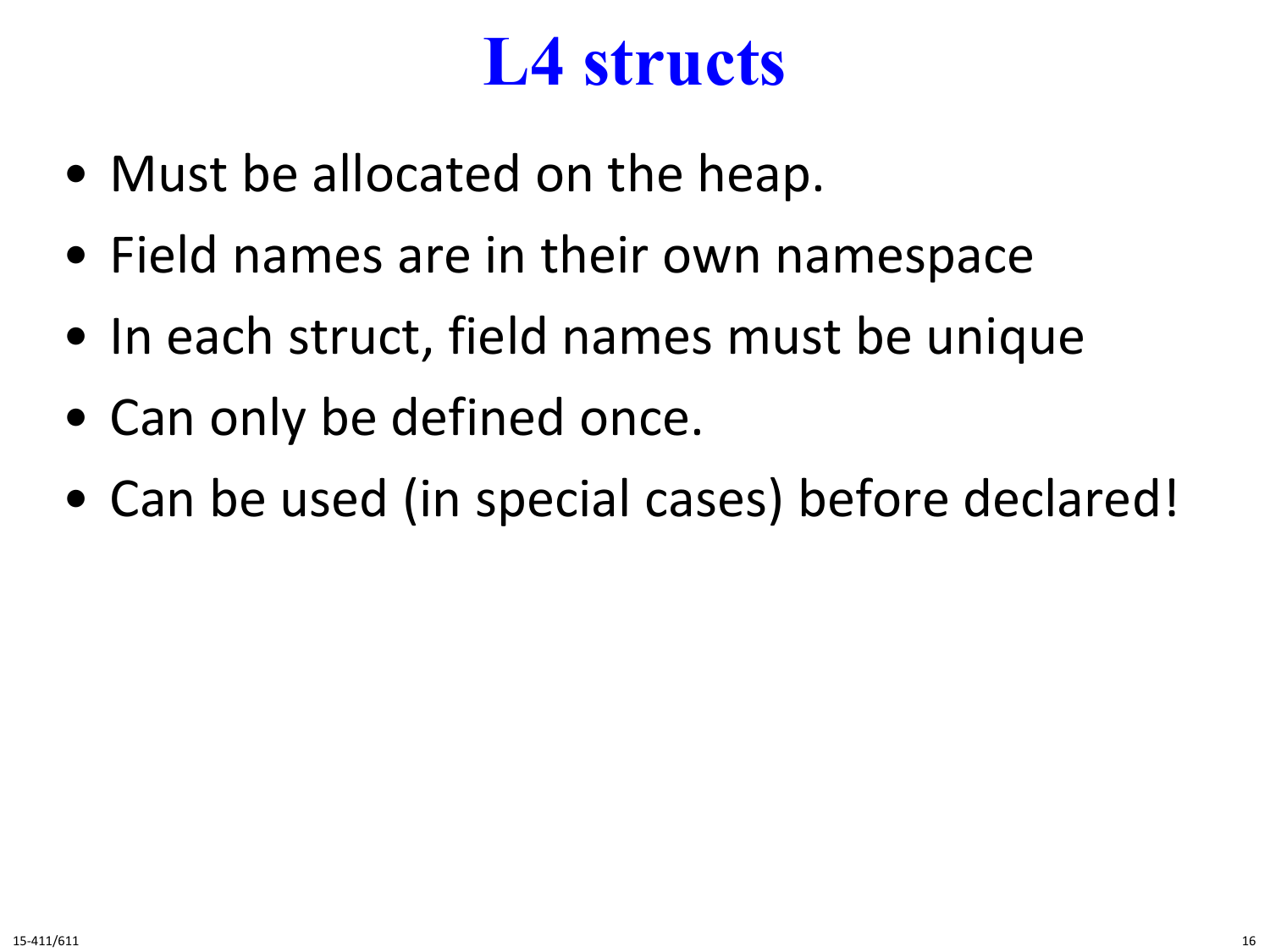# L4 structs

- Must be allocated on the heap.
- Field names are in their own namespace
- In each struct, field names must be unique
- Can only be defined once.
- Can be used (in special cases) before declared!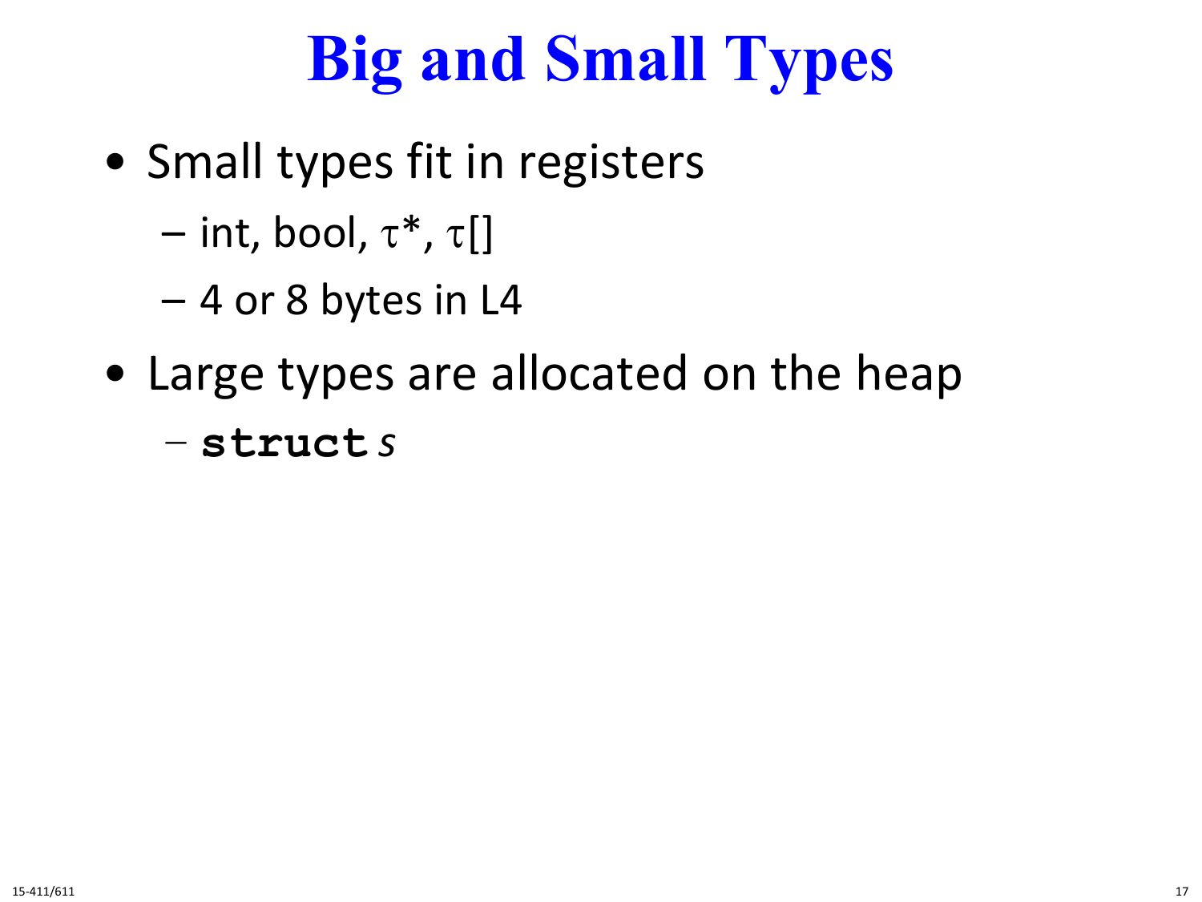# Big and Small Types

- Small types fit in registers
  - int, bool, $\tau$*, $\tau$[]
  - 4 or 8 bytes in L4
- Large types are allocated on the heap
  - **`struct`** *s*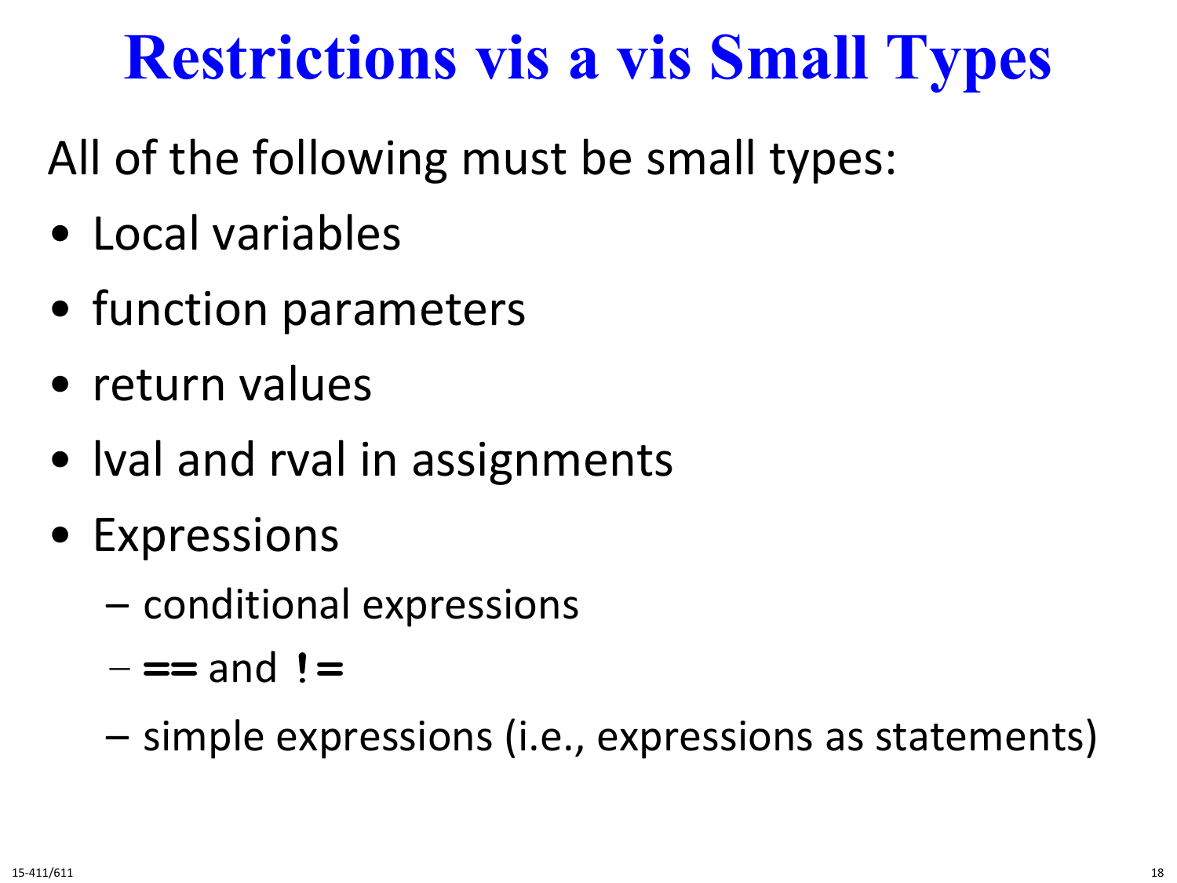# Restrictions vis a vis Small Types

All of the following must be small types:

- Local variables
- function parameters
- return values
- lval and rval in assignments
- Expressions
  - conditional expressions
  - `==` and `!=`
  - simple expressions (i.e., expressions as statements)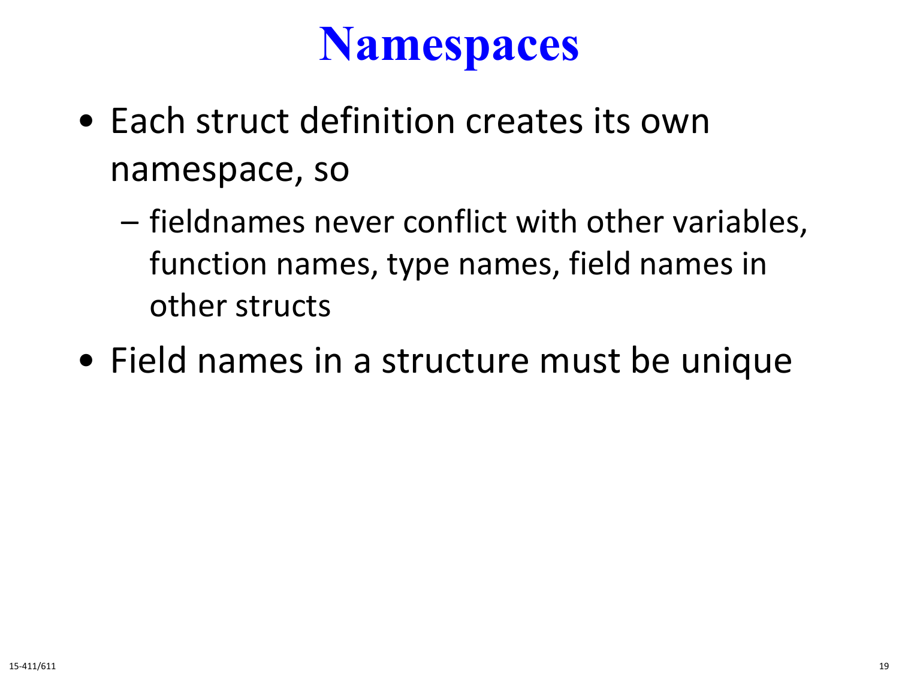# Namespaces

- Each struct definition creates its own namespace, so
  - fieldnames never conflict with other variables, function names, type names, field names in other structs
- Field names in a structure must be unique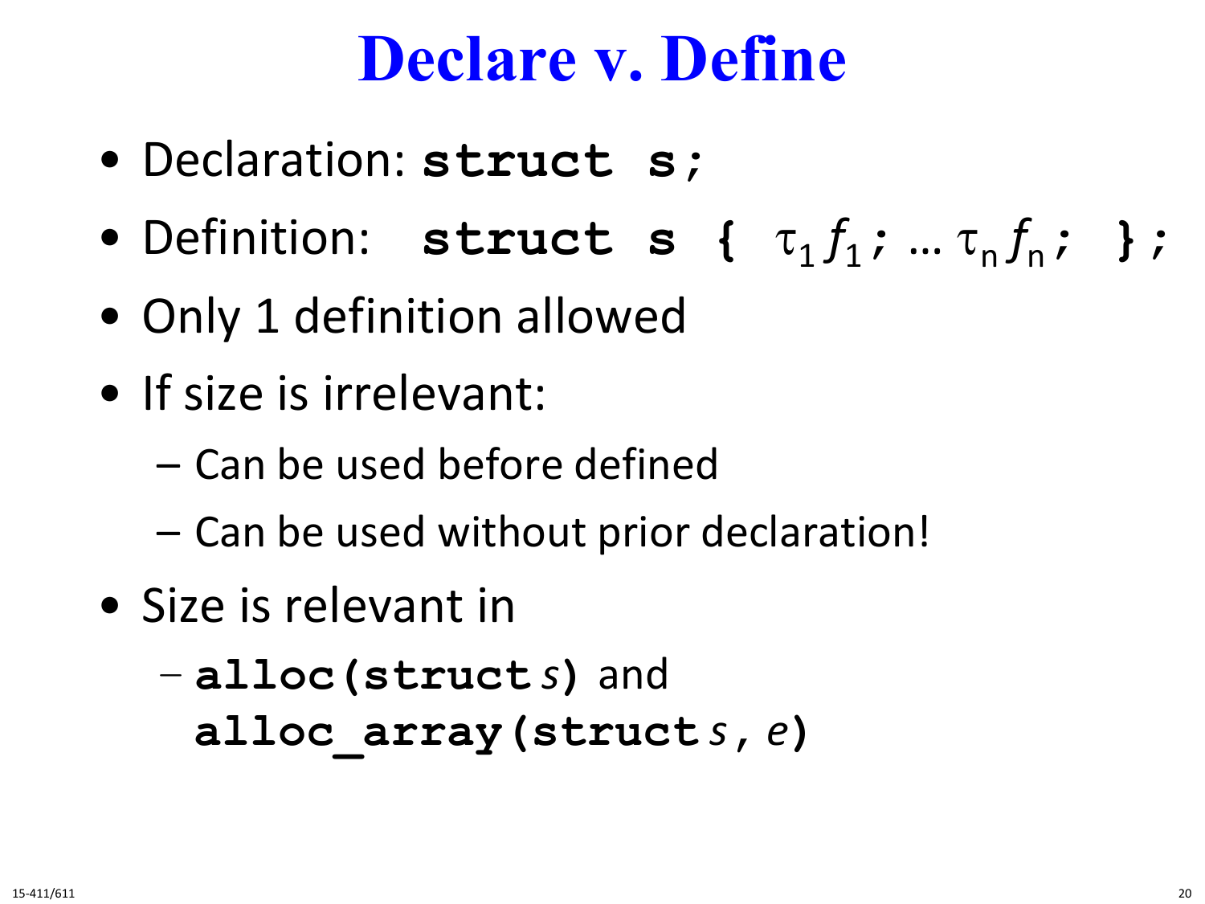# Declare v. Define

- Declaration: **`struct s;`**
- Definition: **`struct s {`** $\tau_1 f_1$`;` … $\tau_n f_n$`;` **`};`**
- Only 1 definition allowed
- If size is irrelevant:
  - Can be used before defined
  - Can be used without prior declaration!
- Size is relevant in
  - **`alloc(struct`** *s***`)`** and **`alloc_array(struct`** *s*, *e***`)`**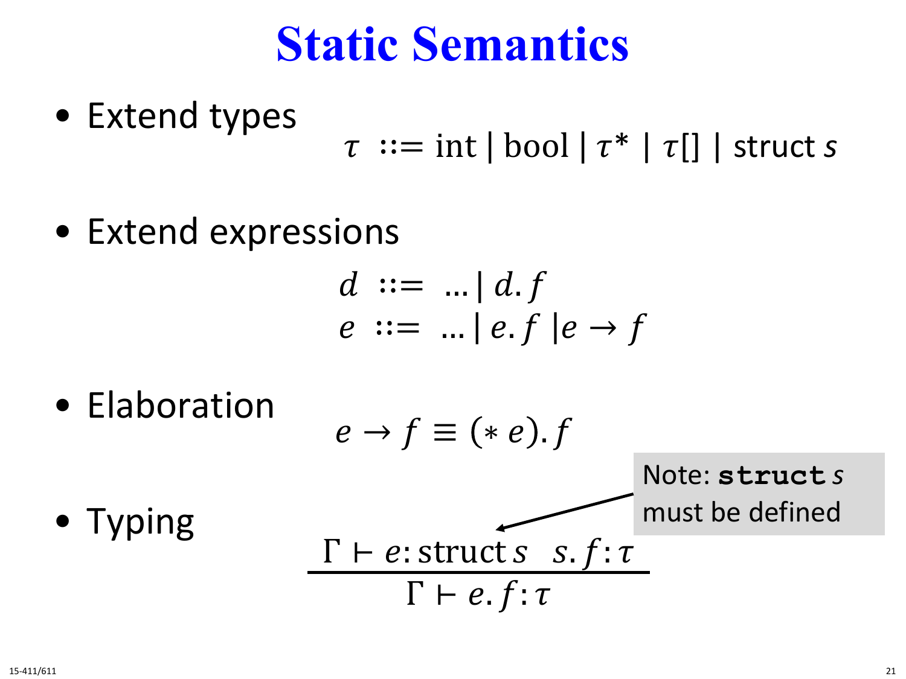# Static Semantics

- Extend types

$$\tau \ ::= \text{int} \mid \text{bool} \mid \tau^* \mid \tau[\,] \mid \text{struct}\ s$$

- Extend expressions

$$d \ ::= \ \ldots \mid d.f$$
$$e \ ::= \ \ldots \mid e.f \mid e \rightarrow f$$

- Elaboration

$$e \rightarrow f \equiv (*\, e).f$$

- Typing

$$\frac{\Gamma \vdash e : \text{struct}\ s \quad s.f : \tau}{\Gamma \vdash e.f : \tau}$$

Note: **struct** $s$ must be defined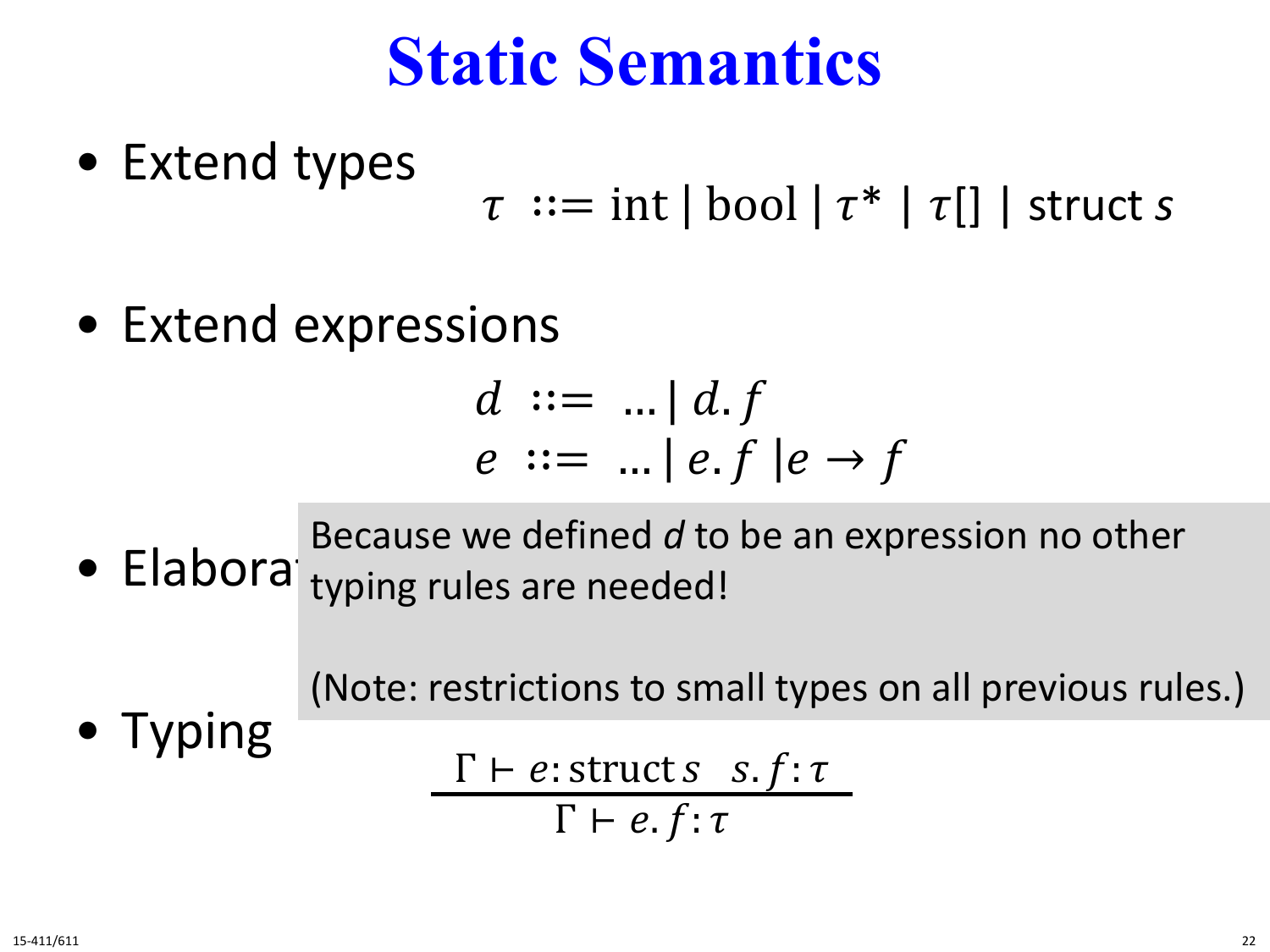# Static Semantics

- Extend types

$$\tau \ ::= \text{int} \mid \text{bool} \mid \tau* \mid \tau[\,] \mid \text{struct } s$$

- Extend expressions

$$d \ ::= \ \ldots \mid d.f$$
$$e \ ::= \ \ldots \mid e.f \mid e \rightarrow f$$

- Elabora

Because we defined $d$ to be an expression no other typing rules are needed!

(Note: restrictions to small types on all previous rules.)

- Typing

$$\frac{\Gamma \vdash e : \text{struct } s \quad s.f : \tau}{\Gamma \vdash e.f : \tau}$$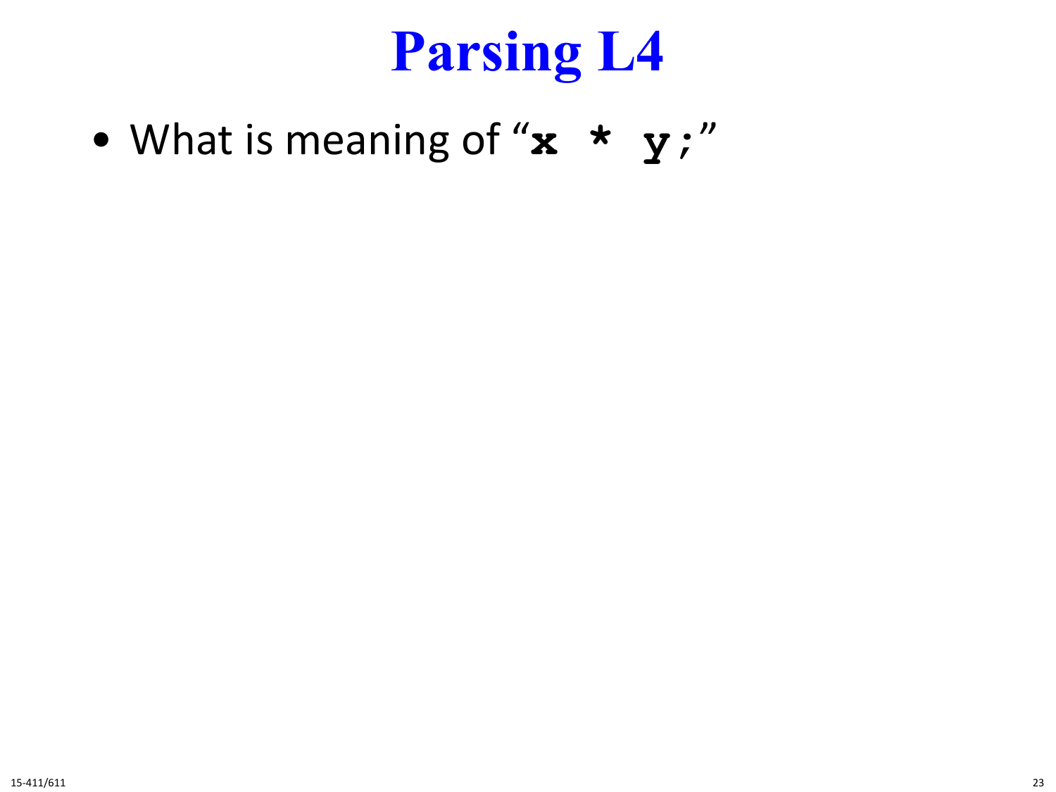# Parsing L4

- What is meaning of "`x * y;`"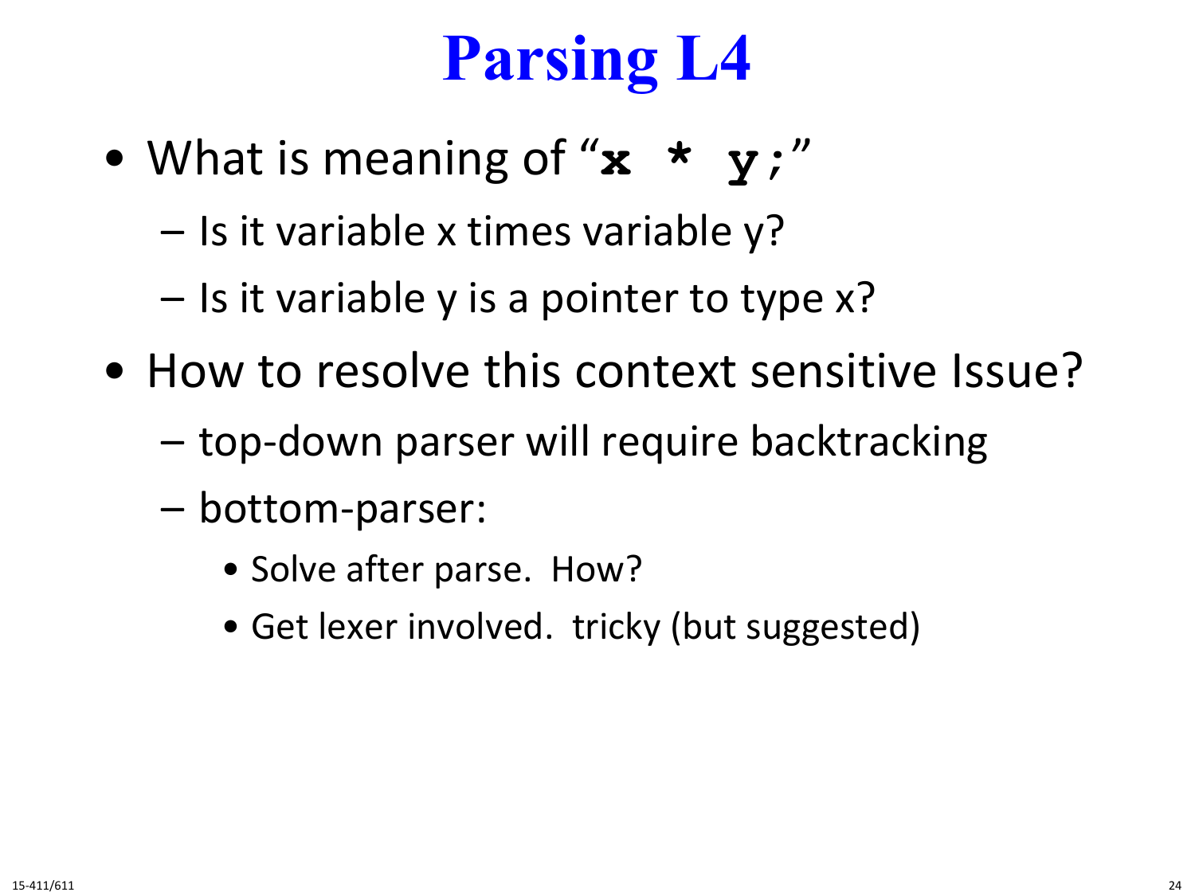# Parsing L4

- What is meaning of "`x * y;`"
  - Is it variable x times variable y?
  - Is it variable y is a pointer to type x?
- How to resolve this context sensitive Issue?
  - top-down parser will require backtracking
  - bottom-parser:
    - Solve after parse. How?
    - Get lexer involved. tricky (but suggested)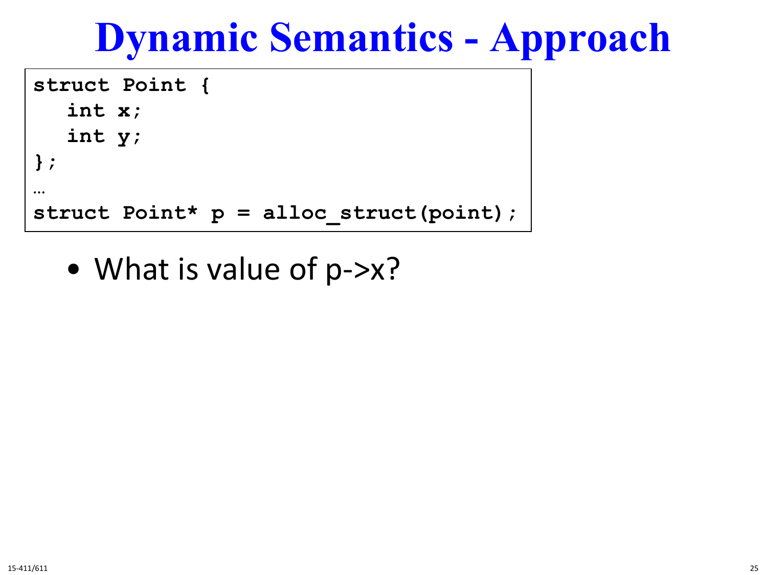# Dynamic Semantics - Approach

```
struct Point {
   int x;
   int y;
};
…
struct Point* p = alloc_struct(point);
```

- What is value of p->x?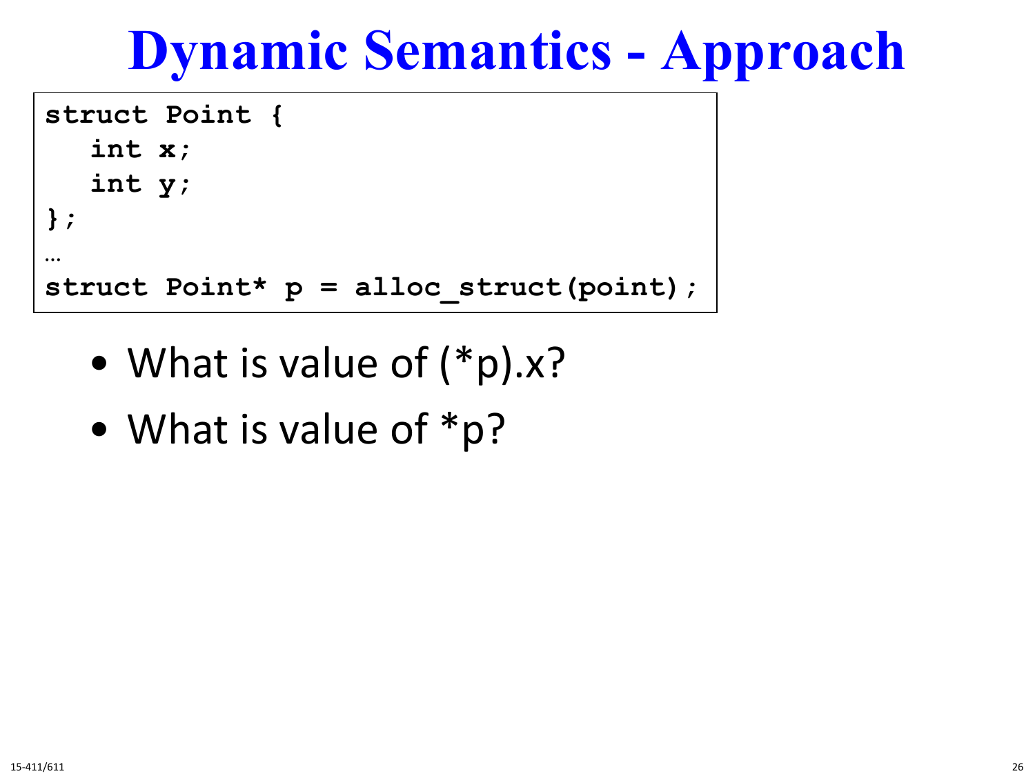# Dynamic Semantics - Approach

```
struct Point {
   int x;
   int y;
};
…
struct Point* p = alloc_struct(point);
```

- What is value of (*p).x?
- What is value of *p?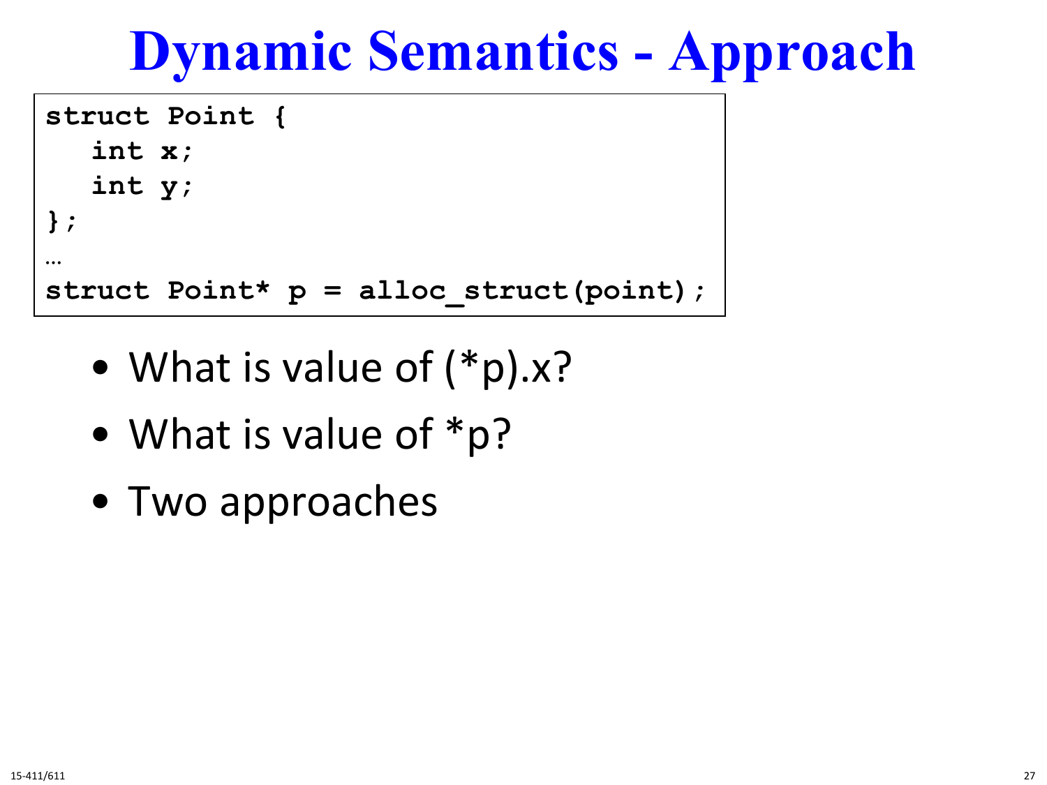# Dynamic Semantics - Approach

```
struct Point {
   int x;
   int y;
};
…
struct Point* p = alloc_struct(point);
```

- What is value of (*p).x?
- What is value of *p?
- Two approaches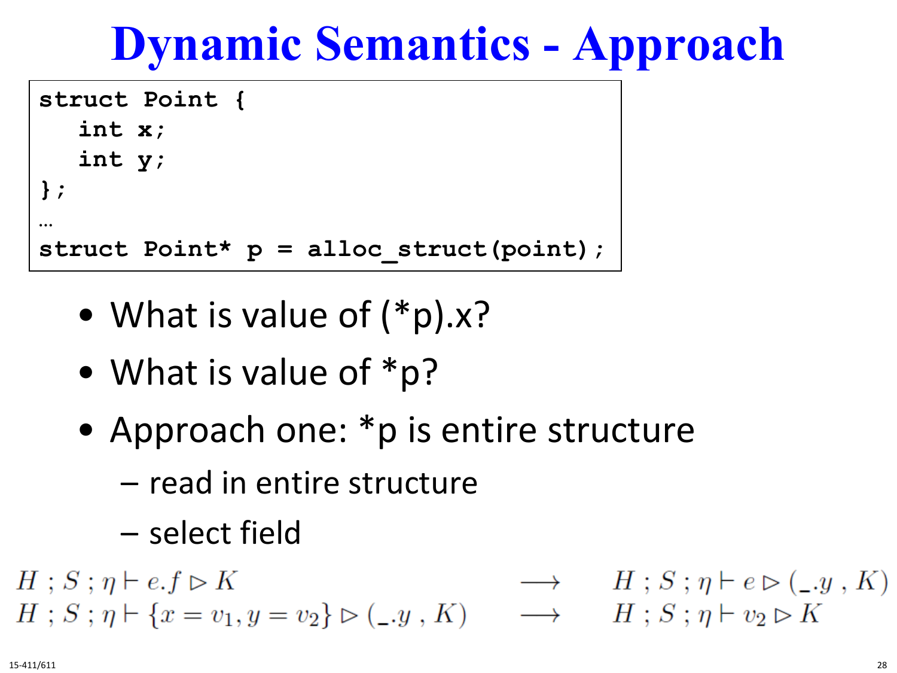# Dynamic Semantics - Approach

```
struct Point {
   int x;
   int y;
};
…
struct Point* p = alloc_struct(point);
```

- What is value of (*p).x?
- What is value of *p?
- Approach one: *p is entire structure
  - read in entire structure
  - select field

$$
\begin{array}{lcl}
H \; ; S \; ; \eta \vdash e.f \rhd K & \longrightarrow & H \; ; S \; ; \eta \vdash e \rhd (\_.y \; , K) \\
H \; ; S \; ; \eta \vdash \{x = v_1, y = v_2\} \rhd (\_.y \; , K) & \longrightarrow & H \; ; S \; ; \eta \vdash v_2 \rhd K
\end{array}
$$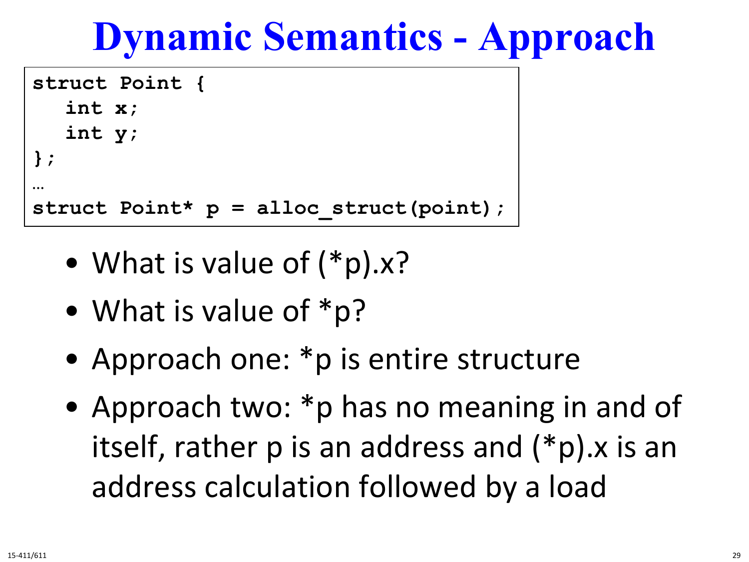# Dynamic Semantics - Approach

```
struct Point {
   int x;
   int y;
};
…
struct Point* p = alloc_struct(point);
```

- What is value of (*p).x?
- What is value of *p?
- Approach one: *p is entire structure
- Approach two: *p has no meaning in and of itself, rather p is an address and (*p).x is an address calculation followed by a load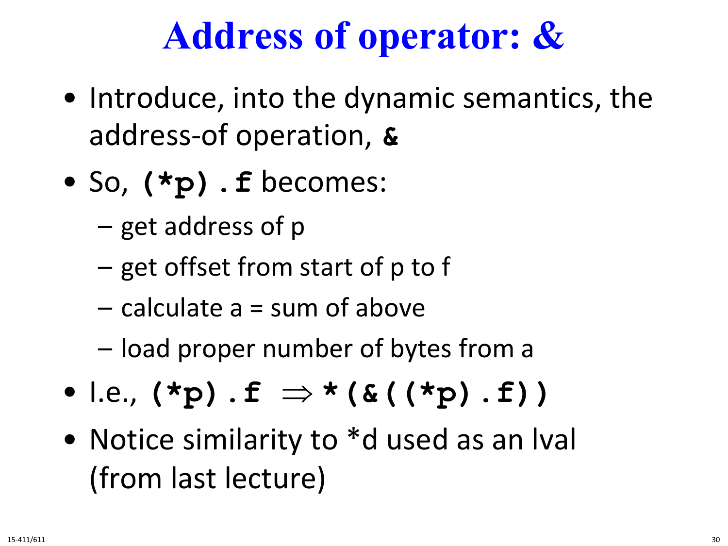# Address of operator: &

- Introduce, into the dynamic semantics, the address-of operation, **`&`**
- So, **`(*p).f`** becomes:
  - get address of p
  - get offset from start of p to f
  - calculate a = sum of above
  - load proper number of bytes from a
- I.e., **`(*p).f`** $\Rightarrow$ **`*(&((*p).f))`**
- Notice similarity to *d used as an lval (from last lecture)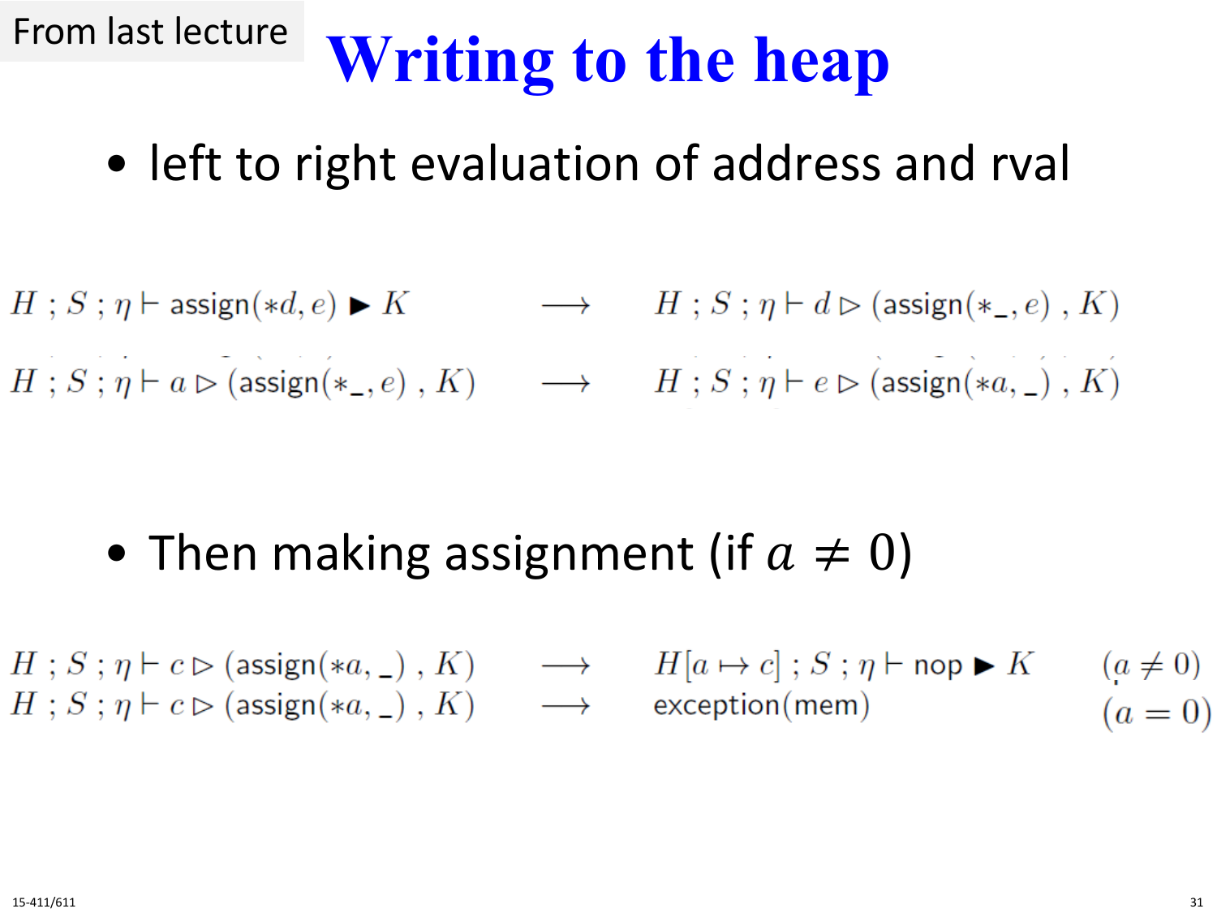From last lecture

# Writing to the heap

- left to right evaluation of address and rval

$$H \,;\, S \,;\, \eta \vdash \mathsf{assign}(*d, e) \blacktriangleright K \quad \longrightarrow \quad H \,;\, S \,;\, \eta \vdash d \rhd (\mathsf{assign}(*\_, e) \,,\, K)$$

$$H \,;\, S \,;\, \eta \vdash a \rhd (\mathsf{assign}(*\_, e) \,,\, K) \quad \longrightarrow \quad H \,;\, S \,;\, \eta \vdash e \rhd (\mathsf{assign}(*a, \_) \,,\, K)$$

- Then making assignment (if $a \neq 0$)

$$H \,;\, S \,;\, \eta \vdash c \rhd (\mathsf{assign}(*a, \_) \,,\, K) \quad \longrightarrow \quad H[a \mapsto c] \,;\, S \,;\, \eta \vdash \mathsf{nop} \blacktriangleright K \qquad (a \neq 0)$$

$$H \,;\, S \,;\, \eta \vdash c \rhd (\mathsf{assign}(*a, \_) \,,\, K) \quad \longrightarrow \quad \mathsf{exception}(\mathsf{mem}) \qquad (a = 0)$$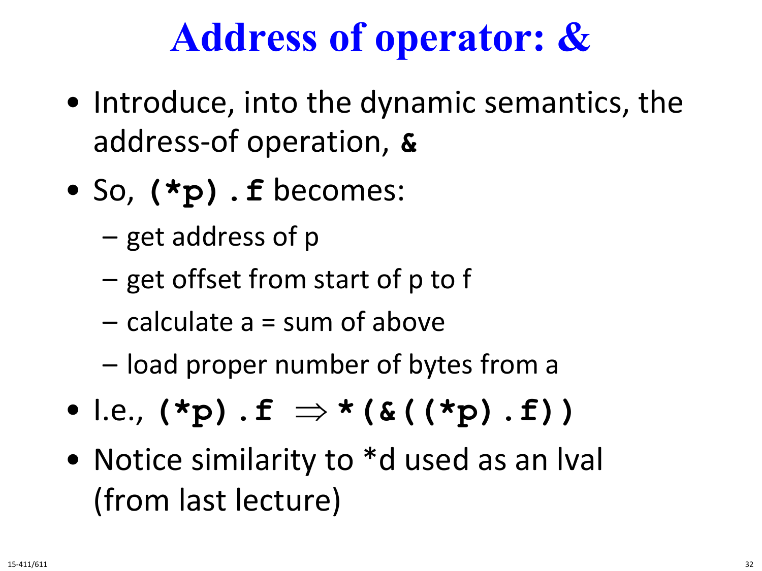# Address of operator: &

- Introduce, into the dynamic semantics, the address-of operation, **`&`**
- So, **`(*p).f`** becomes:
  - get address of p
  - get offset from start of p to f
  - calculate a = sum of above
  - load proper number of bytes from a
- I.e., **`(*p).f`** $\Rightarrow$ **`*(&((*p).f))`**
- Notice similarity to *d used as an lval (from last lecture)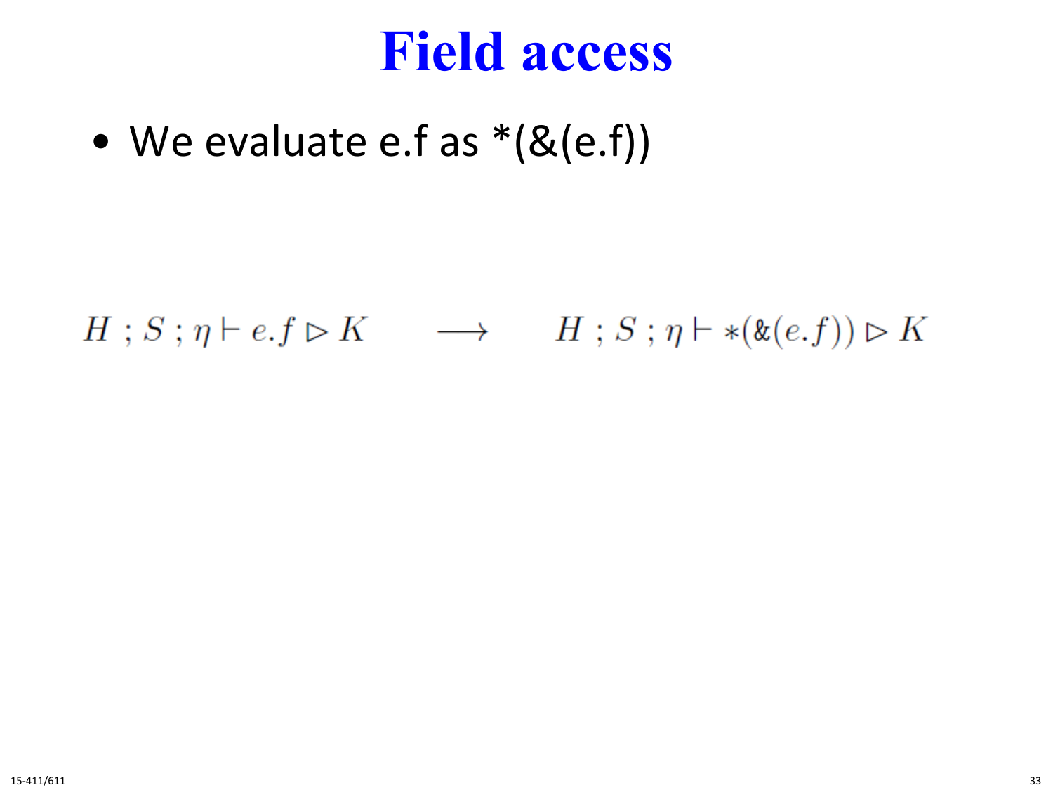# Field access

- We evaluate e.f as *(&(e.f))

$$H \; ; S \; ; \eta \vdash e.f \rhd K \qquad \longrightarrow \qquad H \; ; S \; ; \eta \vdash *(\&(e.f)) \rhd K$$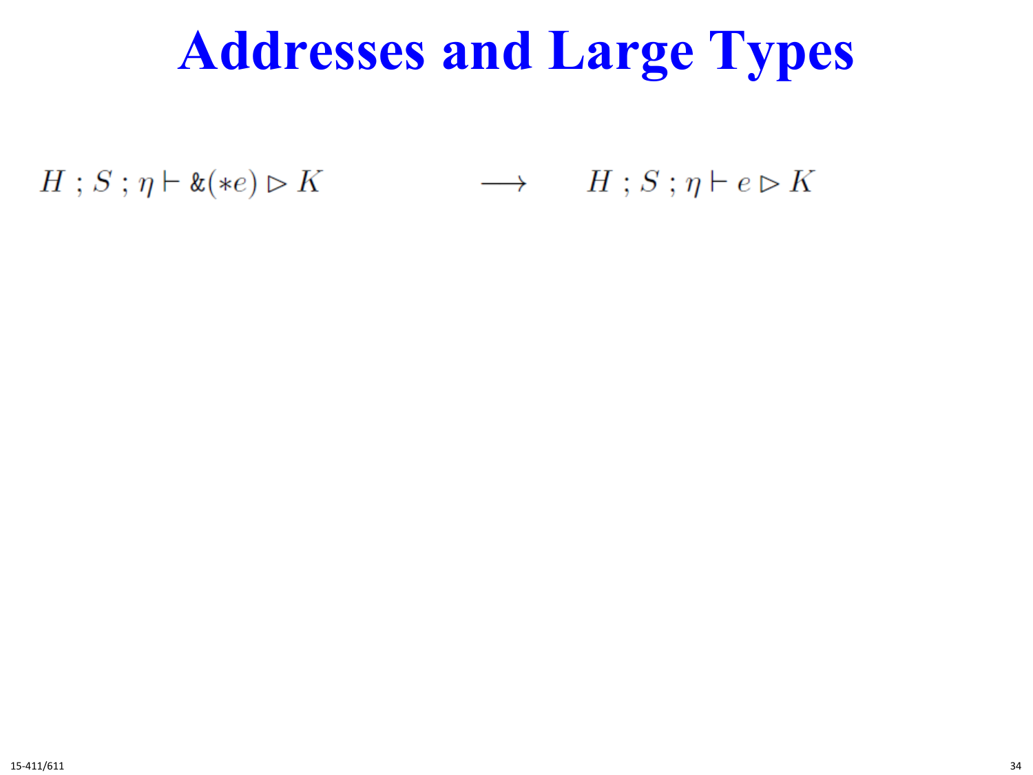# Addresses and Large Types

$$H \,;\, S \,;\, \eta \vdash \&(*e) \rhd K \qquad \longrightarrow \qquad H \,;\, S \,;\, \eta \vdash e \rhd K$$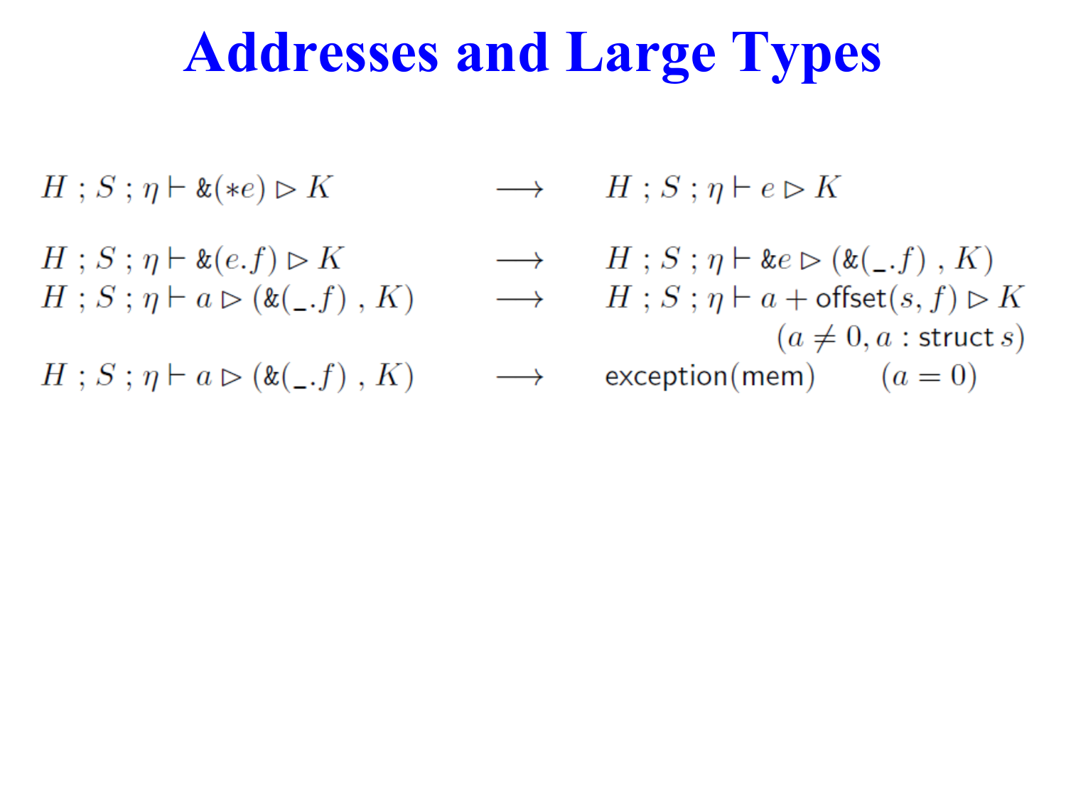# Addresses and Large Types

$$H \; ; S \; ; \eta \vdash \&(*e) \rhd K \quad \longrightarrow \quad H \; ; S \; ; \eta \vdash e \rhd K$$

$$H \; ; S \; ; \eta \vdash \&(e.f) \rhd K \quad \longrightarrow \quad H \; ; S \; ; \eta \vdash \&e \rhd (\&(\_.f) \; , K)$$

$$H \; ; S \; ; \eta \vdash a \rhd (\&(\_.f) \; , K) \quad \longrightarrow \quad H \; ; S \; ; \eta \vdash a + \mathsf{offset}(s, f) \rhd K \quad (a \neq 0, a : \mathsf{struct}\; s)$$

$$H \; ; S \; ; \eta \vdash a \rhd (\&(\_.f) \; , K) \quad \longrightarrow \quad \mathsf{exception}(\mathsf{mem}) \quad (a = 0)$$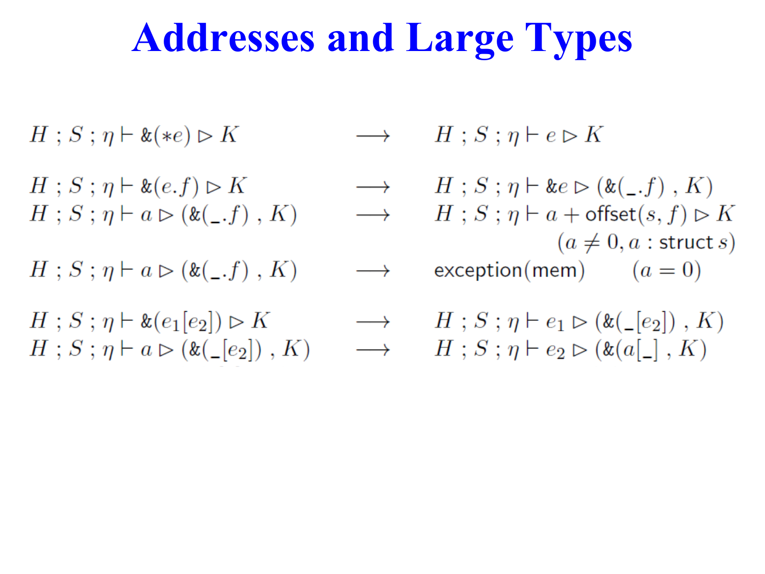# Addresses and Large Types

$$H \; ; S \; ; \eta \vdash \&(*e) \rhd K \quad \longrightarrow \quad H \; ; S \; ; \eta \vdash e \rhd K$$

$$H \; ; S \; ; \eta \vdash \&(e.f) \rhd K \quad \longrightarrow \quad H \; ; S \; ; \eta \vdash \&e \rhd (\&(\_.f) \; , K)$$

$$H \; ; S \; ; \eta \vdash a \rhd (\&(\_.f) \; , K) \quad \longrightarrow \quad H \; ; S \; ; \eta \vdash a + \mathsf{offset}(s, f) \rhd K \quad (a \neq 0, a : \mathsf{struct}\; s)$$

$$H \; ; S \; ; \eta \vdash a \rhd (\&(\_.f) \; , K) \quad \longrightarrow \quad \mathsf{exception}(\mathsf{mem}) \quad (a = 0)$$

$$H \; ; S \; ; \eta \vdash \&(e_1[e_2]) \rhd K \quad \longrightarrow \quad H \; ; S \; ; \eta \vdash e_1 \rhd (\&(\_[e_2]) \; , K)$$

$$H \; ; S \; ; \eta \vdash a \rhd (\&(\_[e_2]) \; , K) \quad \longrightarrow \quad H \; ; S \; ; \eta \vdash e_2 \rhd (\&(a[\_] \; , K)$$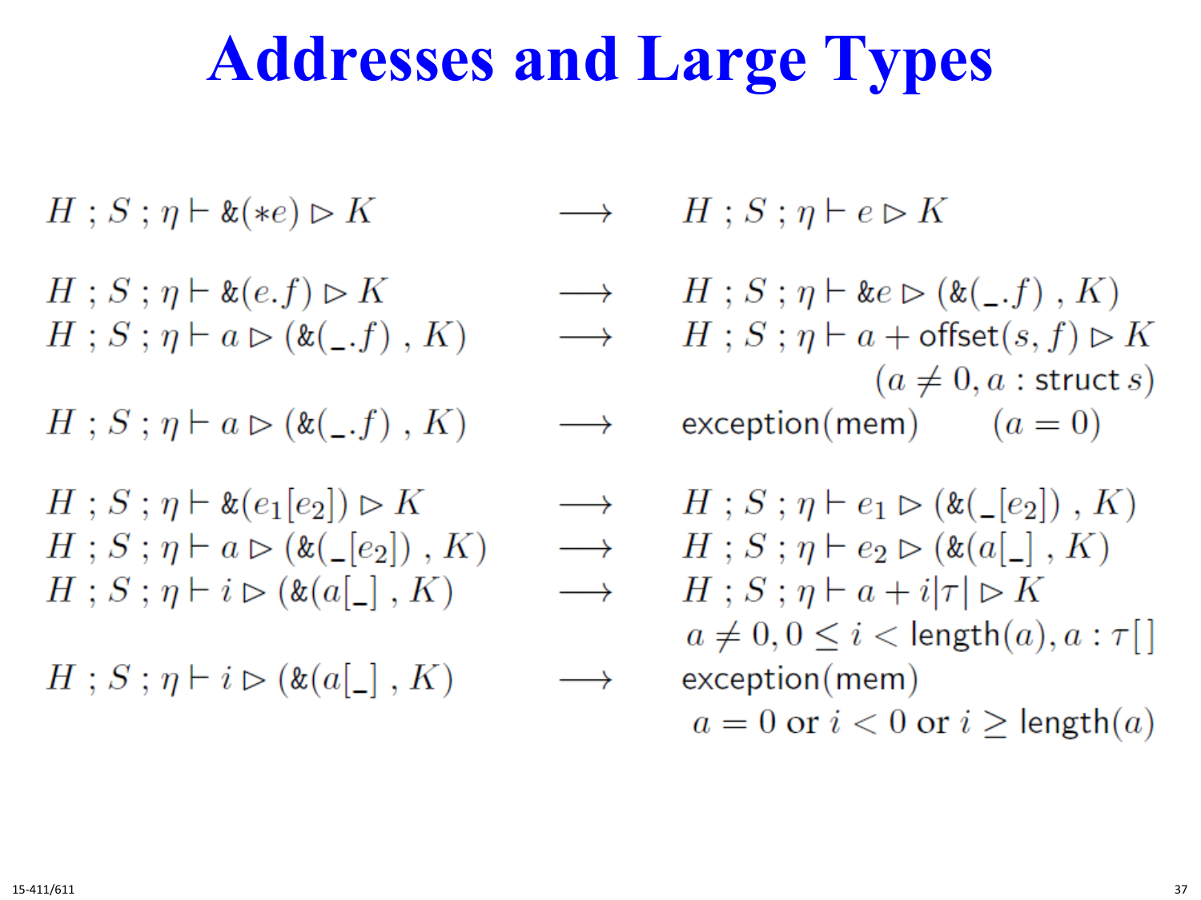# Addresses and Large Types

$$H \,;\, S \,;\, \eta \vdash \&(*e) \rhd K \quad \longrightarrow \quad H \,;\, S \,;\, \eta \vdash e \rhd K$$

$$H \,;\, S \,;\, \eta \vdash \&(e.f) \rhd K \quad \longrightarrow \quad H \,;\, S \,;\, \eta \vdash \&e \rhd (\&(\_.f) \,,\, K)$$

$$H \,;\, S \,;\, \eta \vdash a \rhd (\&(\_.f) \,,\, K) \quad \longrightarrow \quad H \,;\, S \,;\, \eta \vdash a + \mathsf{offset}(s, f) \rhd K \qquad (a \neq 0, a : \mathsf{struct}\ s)$$

$$H \,;\, S \,;\, \eta \vdash a \rhd (\&(\_.f) \,,\, K) \quad \longrightarrow \quad \mathsf{exception}(\mathsf{mem}) \qquad (a = 0)$$

$$H \,;\, S \,;\, \eta \vdash \&(e_1[e_2]) \rhd K \quad \longrightarrow \quad H \,;\, S \,;\, \eta \vdash e_1 \rhd (\&(\_[e_2]) \,,\, K)$$

$$H \,;\, S \,;\, \eta \vdash a \rhd (\&(\_[e_2]) \,,\, K) \quad \longrightarrow \quad H \,;\, S \,;\, \eta \vdash e_2 \rhd (\&(a[\_] \,,\, K)$$

$$H \,;\, S \,;\, \eta \vdash i \rhd (\&(a[\_] \,,\, K) \quad \longrightarrow \quad H \,;\, S \,;\, \eta \vdash a + i|\tau| \rhd K \qquad a \neq 0, 0 \leq i < \mathsf{length}(a), a : \tau[\,]$$

$$H \,;\, S \,;\, \eta \vdash i \rhd (\&(a[\_] \,,\, K) \quad \longrightarrow \quad \mathsf{exception}(\mathsf{mem}) \qquad a = 0 \text{ or } i < 0 \text{ or } i \geq \mathsf{length}(a)$$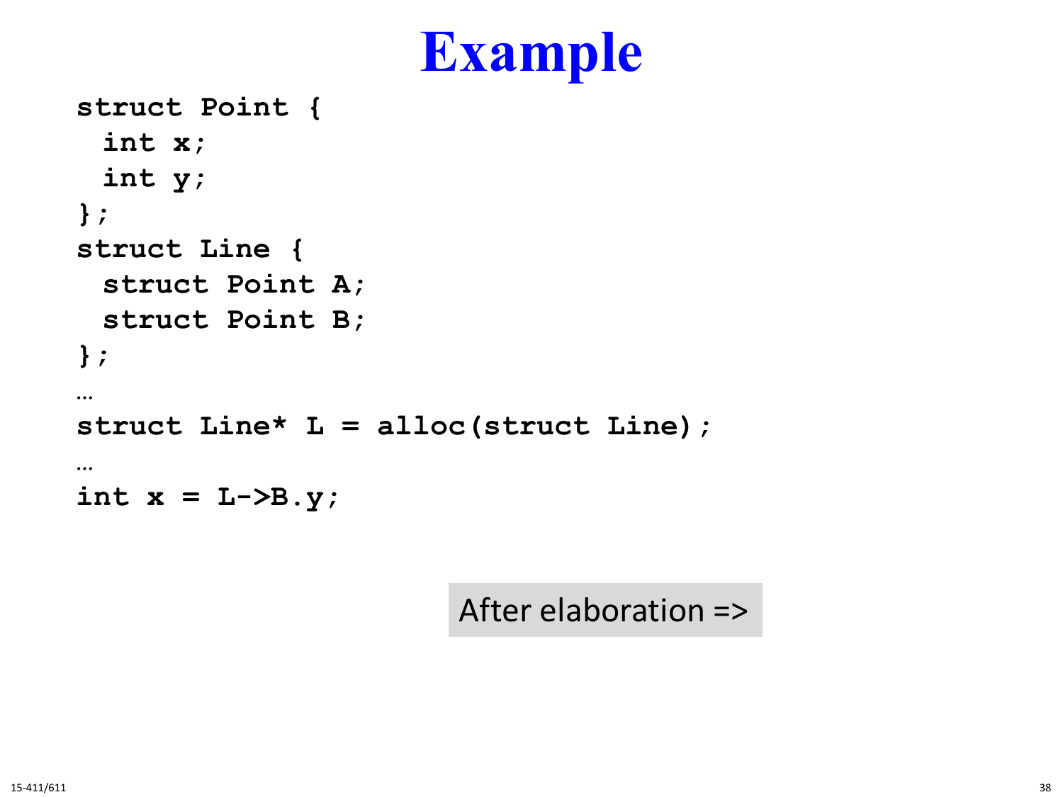# Example

```
struct Point {
  int x;
  int y;
};
struct Line {
  struct Point A;
  struct Point B;
};
…
struct Line* L = alloc(struct Line);
…
int x = L->B.y;
```

After elaboration =>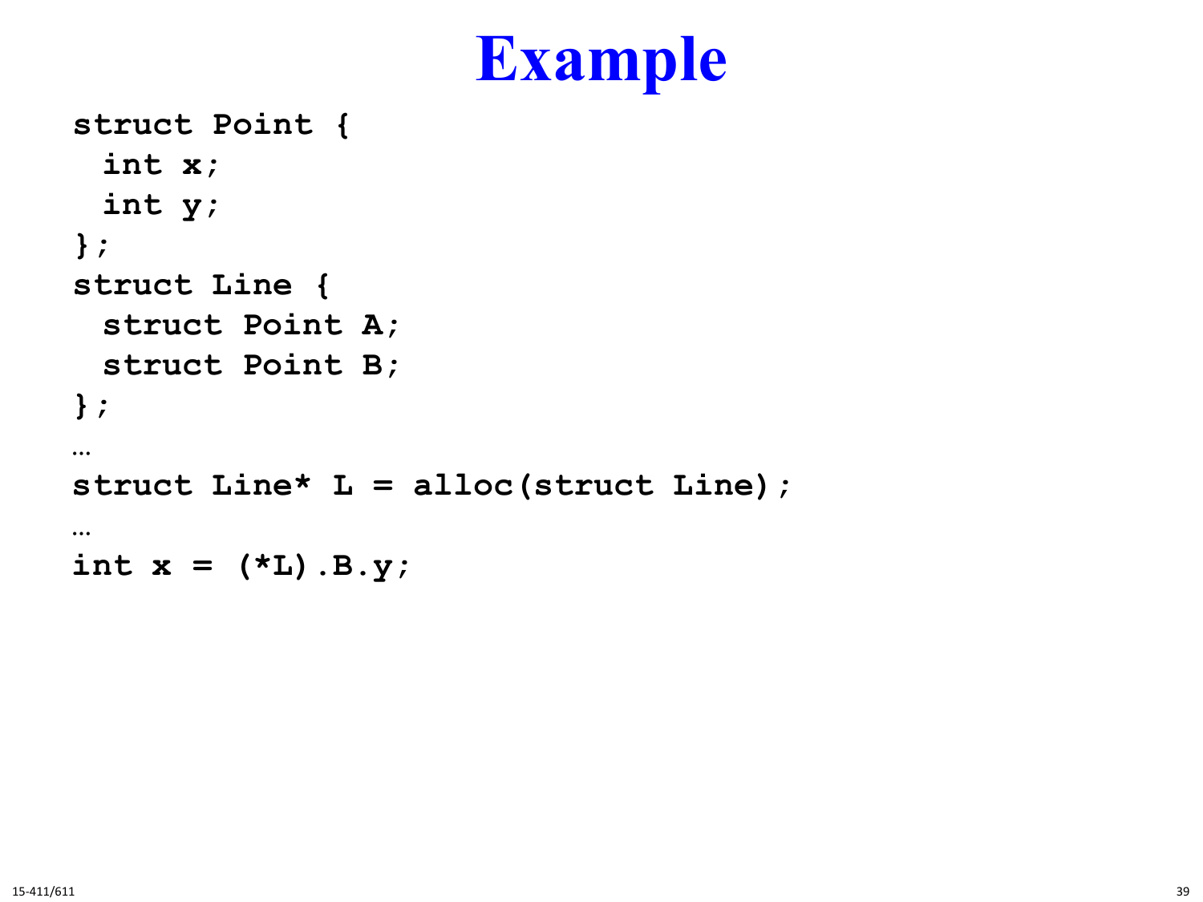# Example

```
struct Point {
  int x;
  int y;
};
struct Line {
  struct Point A;
  struct Point B;
};
…
struct Line* L = alloc(struct Line);
…
int x = (*L).B.y;
```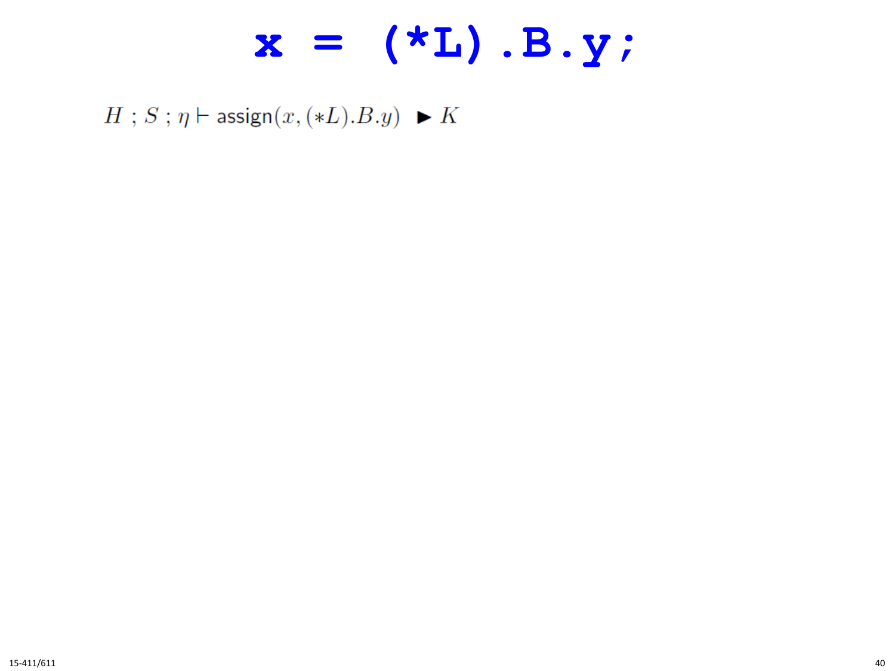# `x = (*L).B.y;`

$$H \ ; S \ ; \eta \vdash \mathsf{assign}(x, (*L).B.y) \ \blacktriangleright K$$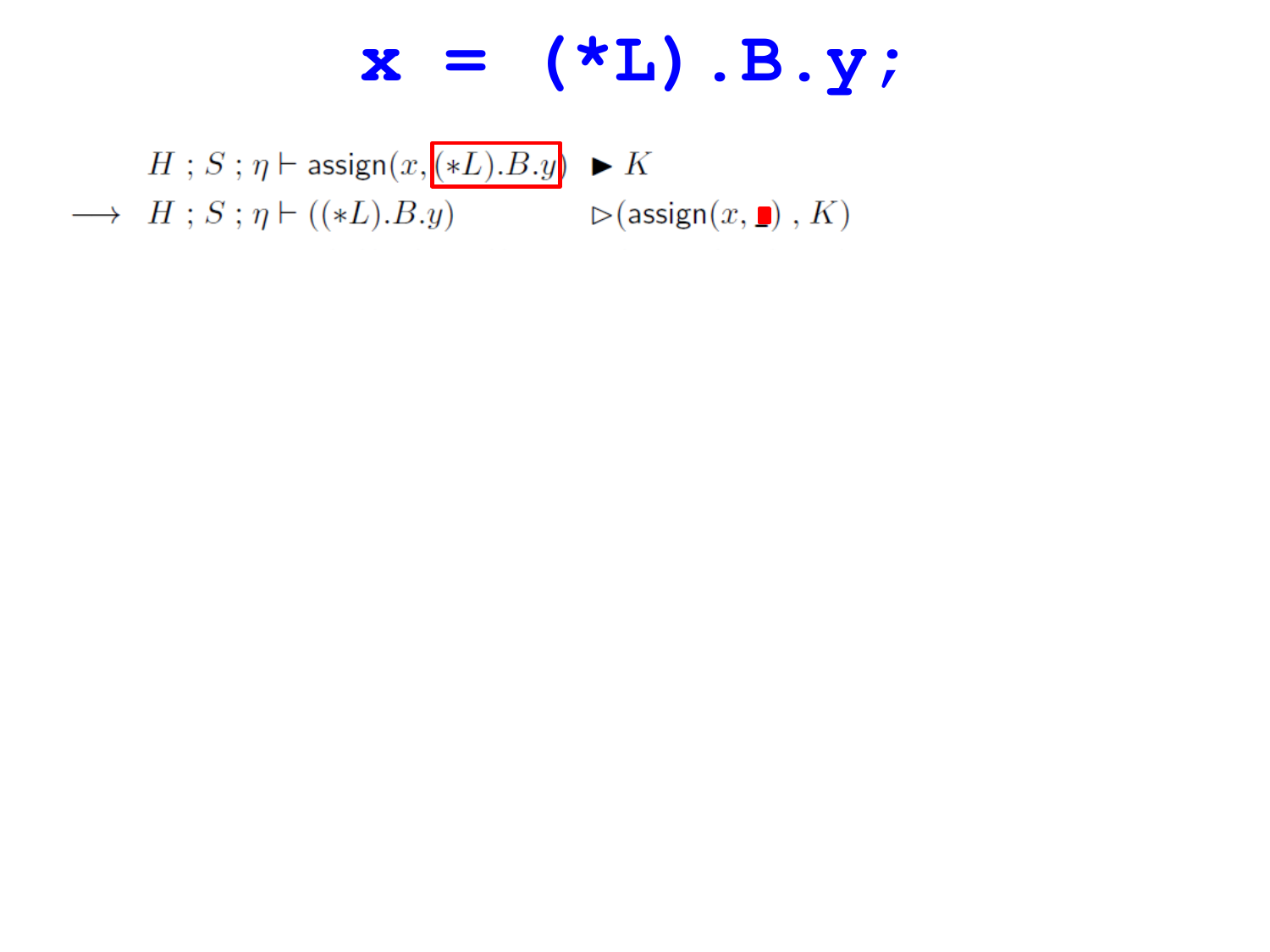```
x = (*L).B.y;
```

$$H\ ;\ S\ ;\ \eta \vdash \mathsf{assign}(x, (*L).B.y)\ \blacktriangleright\ K$$

$$\longrightarrow\ H\ ;\ S\ ;\ \eta \vdash ((*L).B.y)\ \triangleright (\mathsf{assign}(x, \_)\ ,\ K)$$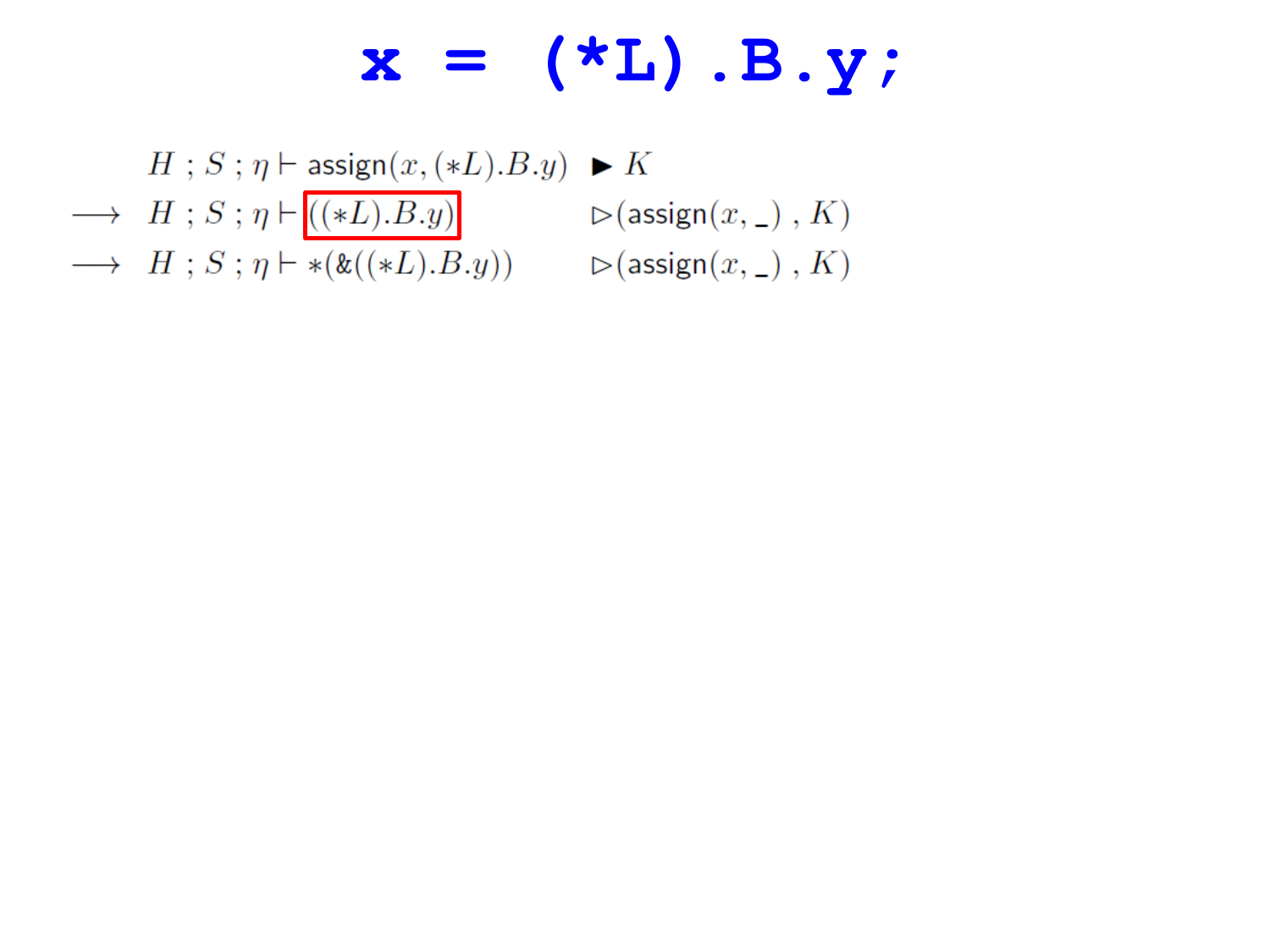# `x = (*L).B.y;`

$$
\begin{array}{lll}
& H \; ; \; S \; ; \; \eta \vdash \mathsf{assign}(x, (*L).B.y) & \blacktriangleright \; K \\
\longrightarrow & H \; ; \; S \; ; \; \eta \vdash \boxed{((*L).B.y)} & \rhd (\mathsf{assign}(x, \_) \; , \; K) \\
\longrightarrow & H \; ; \; S \; ; \; \eta \vdash *(\&((*L).B.y)) & \rhd (\mathsf{assign}(x, \_) \; , \; K)
\end{array}
$$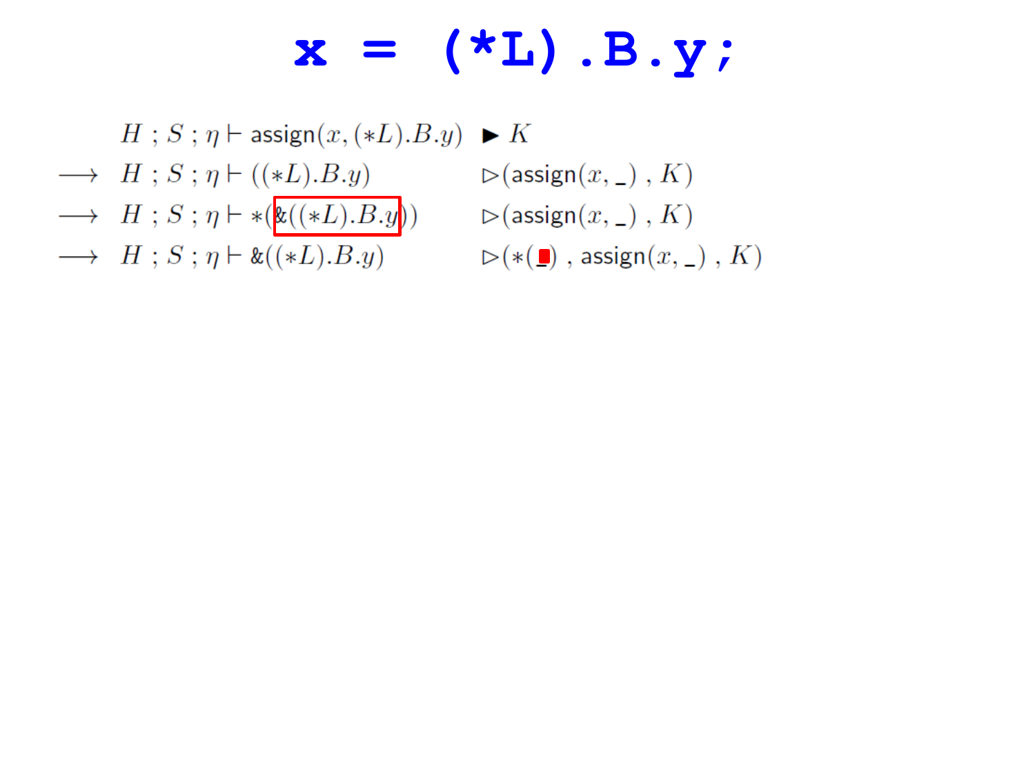# x = (*L).B.y;

$$
\begin{array}{lll}
 & H\ ;\ S\ ;\ \eta \vdash \mathsf{assign}(x, (*L).B.y) & \blacktriangleright\ K \\
\longrightarrow & H\ ;\ S\ ;\ \eta \vdash ((*L).B.y) & \rhd(\mathsf{assign}(x, \_)\ ,\ K) \\
\longrightarrow & H\ ;\ S\ ;\ \eta \vdash *(\&((*L).B.y)) & \rhd(\mathsf{assign}(x, \_)\ ,\ K) \\
\longrightarrow & H\ ;\ S\ ;\ \eta \vdash \&((*L).B.y) & \rhd(*(\_)\ ,\ \mathsf{assign}(x, \_)\ ,\ K)
\end{array}
$$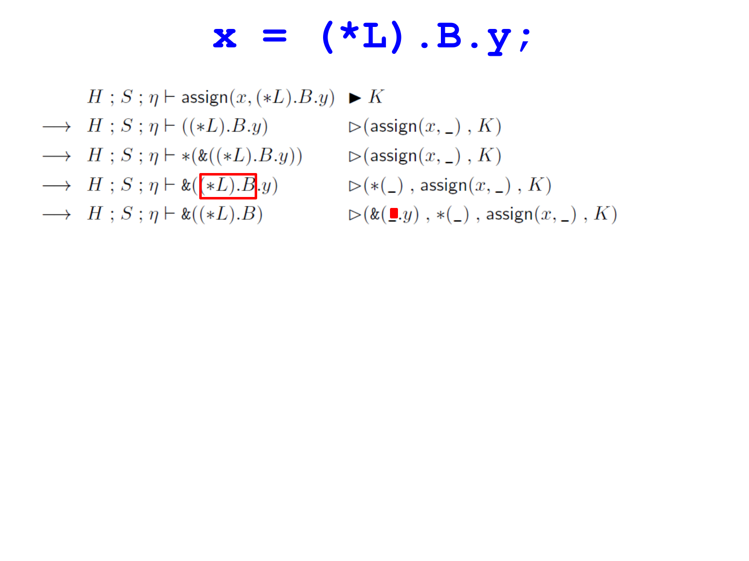# `x = (*L).B.y;`

$$
\begin{array}{llll}
 & H\ ;\ S\ ;\ \eta \vdash \mathsf{assign}(x, (*L).B.y) & \blacktriangleright & K \\
\longrightarrow & H\ ;\ S\ ;\ \eta \vdash ((*L).B.y) & \triangleright & (\mathsf{assign}(x, \_)\ ,\ K) \\
\longrightarrow & H\ ;\ S\ ;\ \eta \vdash *(\&((*L).B.y)) & \triangleright & (\mathsf{assign}(x, \_)\ ,\ K) \\
\longrightarrow & H\ ;\ S\ ;\ \eta \vdash \&(\boxed{(*L).B}.y) & \triangleright & (*(\_)\ ,\ \mathsf{assign}(x, \_)\ ,\ K) \\
\longrightarrow & H\ ;\ S\ ;\ \eta \vdash \&((*L).B) & \triangleright & (\&(\_.y)\ ,\ *(\_)\ ,\ \mathsf{assign}(x, \_)\ ,\ K)
\end{array}
$$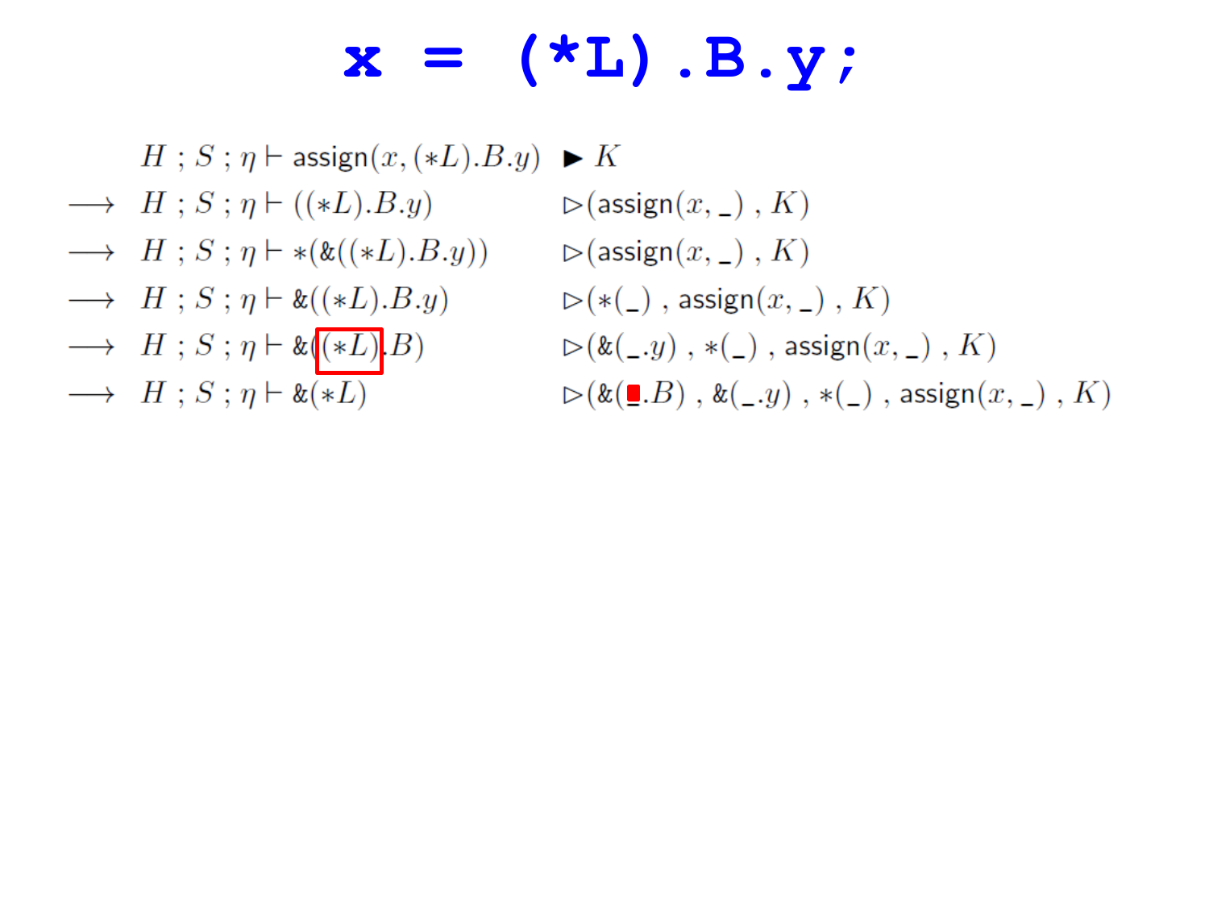```
x = (*L).B.y;
```

$$
\begin{array}{lll}
 & H ; S ; \eta \vdash \mathsf{assign}(x, (*L).B.y) & \blacktriangleright K \\
\longrightarrow & H ; S ; \eta \vdash ((*L).B.y) & \rhd (\mathsf{assign}(x, \_) \ , K) \\
\longrightarrow & H ; S ; \eta \vdash *(\&((*L).B.y)) & \rhd (\mathsf{assign}(x, \_) \ , K) \\
\longrightarrow & H ; S ; \eta \vdash \&((*L).B.y) & \rhd (*(\_) \ , \mathsf{assign}(x, \_) \ , K) \\
\longrightarrow & H ; S ; \eta \vdash \&((*L).B) & \rhd (\&(\_.y) \ , *(\_) \ , \mathsf{assign}(x, \_) \ , K) \\
\longrightarrow & H ; S ; \eta \vdash \&(*L) & \rhd (\&(\_.B) \ , \&(\_.y) \ , *(\_) \ , \mathsf{assign}(x, \_) \ , K)
\end{array}
$$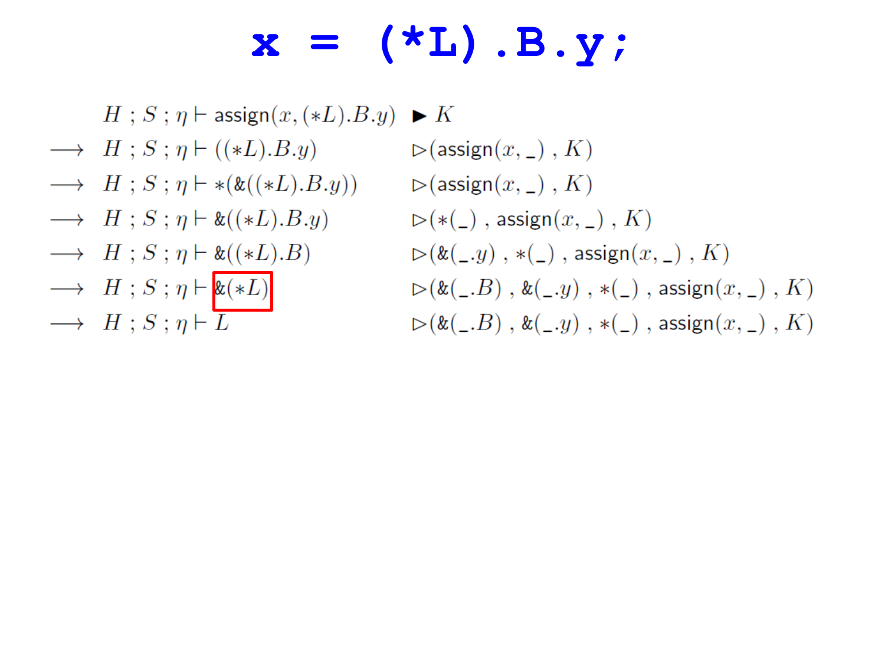# `x = (*L).B.y;`

$$
\begin{array}{lll}
& H\ ;\ S\ ;\ \eta \vdash \mathsf{assign}(x, (*L).B.y) & \blacktriangleright\ K \\
\longrightarrow & H\ ;\ S\ ;\ \eta \vdash ((*L).B.y) & \rhd(\mathsf{assign}(x, \_)\ ,\ K) \\
\longrightarrow & H\ ;\ S\ ;\ \eta \vdash *(\&((*L).B.y)) & \rhd(\mathsf{assign}(x, \_)\ ,\ K) \\
\longrightarrow & H\ ;\ S\ ;\ \eta \vdash \&((*L).B.y) & \rhd(*(\_)\ ,\ \mathsf{assign}(x, \_)\ ,\ K) \\
\longrightarrow & H\ ;\ S\ ;\ \eta \vdash \&((*L).B) & \rhd(\&(\_.y)\ ,\ *(\_)\ ,\ \mathsf{assign}(x, \_)\ ,\ K) \\
\longrightarrow & H\ ;\ S\ ;\ \eta \vdash \boxed{\&(*L)} & \rhd(\&(\_.B)\ ,\ \&(\_.y)\ ,\ *(\_)\ ,\ \mathsf{assign}(x, \_)\ ,\ K) \\
\longrightarrow & H\ ;\ S\ ;\ \eta \vdash L & \rhd(\&(\_.B)\ ,\ \&(\_.y)\ ,\ *(\_)\ ,\ \mathsf{assign}(x, \_)\ ,\ K)
\end{array}
$$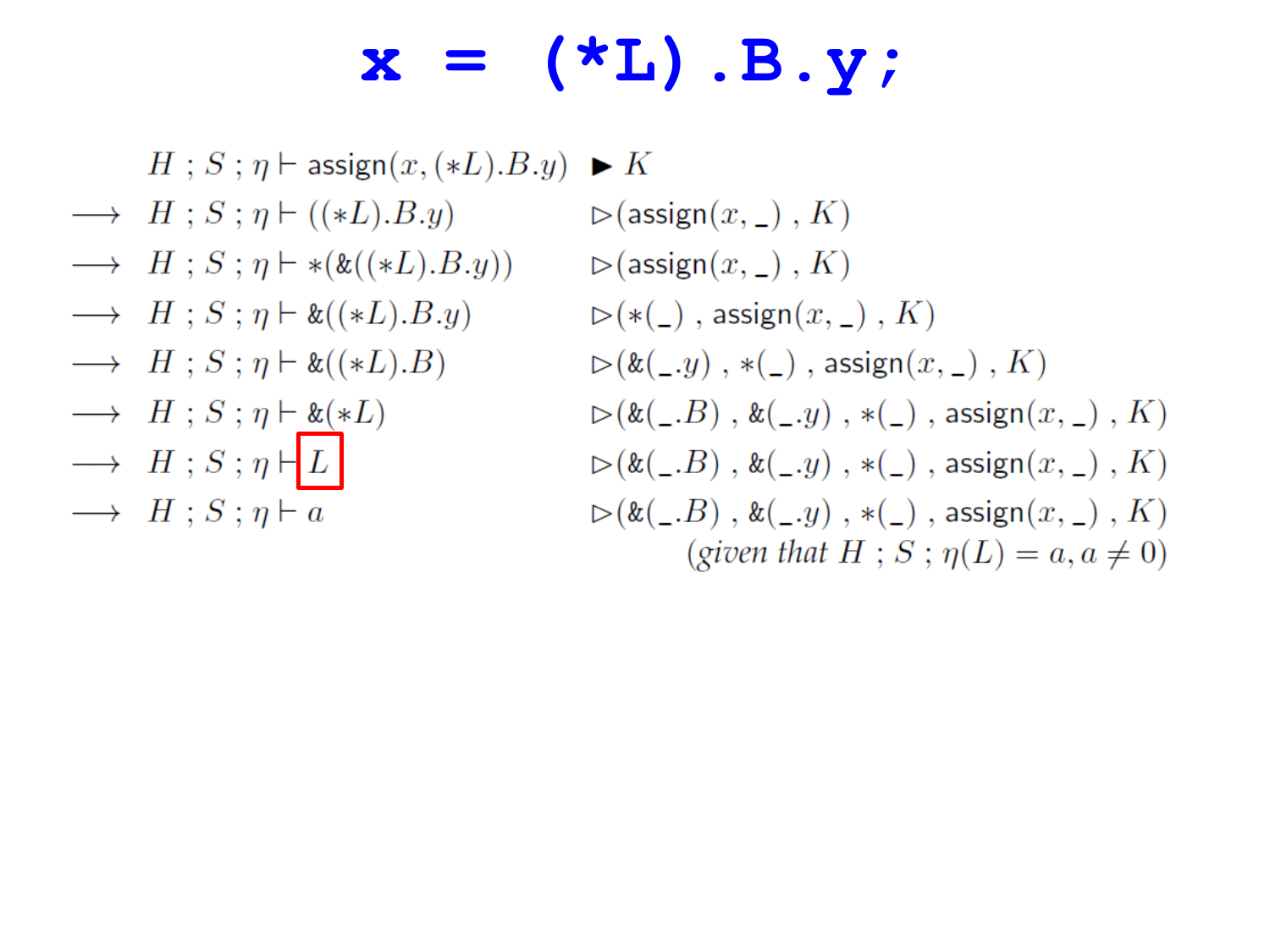```
x = (*L).B.y;
```

$$
\begin{array}{lll}
 & H \;;\; S \;;\; \eta \vdash \mathsf{assign}(x, (*L).B.y) & \blacktriangleright\; K \\
\longrightarrow & H \;;\; S \;;\; \eta \vdash ((*L).B.y) & \rhd(\mathsf{assign}(x, \_) \;,\; K) \\
\longrightarrow & H \;;\; S \;;\; \eta \vdash *(\&((*L).B.y)) & \rhd(\mathsf{assign}(x, \_) \;,\; K) \\
\longrightarrow & H \;;\; S \;;\; \eta \vdash \&((*L).B.y) & \rhd(*(\_) \;,\; \mathsf{assign}(x, \_) \;,\; K) \\
\longrightarrow & H \;;\; S \;;\; \eta \vdash \&((*L).B) & \rhd(\&(\_.y) \;,\; *(\_) \;,\; \mathsf{assign}(x, \_) \;,\; K) \\
\longrightarrow & H \;;\; S \;;\; \eta \vdash \&(*L) & \rhd(\&(\_.B) \;,\; \&(\_.y) \;,\; *(\_) \;,\; \mathsf{assign}(x, \_) \;,\; K) \\
\longrightarrow & H \;;\; S \;;\; \eta \vdash \boxed{L} & \rhd(\&(\_.B) \;,\; \&(\_.y) \;,\; *(\_) \;,\; \mathsf{assign}(x, \_) \;,\; K) \\
\longrightarrow & H \;;\; S \;;\; \eta \vdash a & \rhd(\&(\_.B) \;,\; \&(\_.y) \;,\; *(\_) \;,\; \mathsf{assign}(x, \_) \;,\; K) \\
 & & \qquad (\textit{given that } H \;;\; S \;;\; \eta(L) = a, a \neq 0)
\end{array}
$$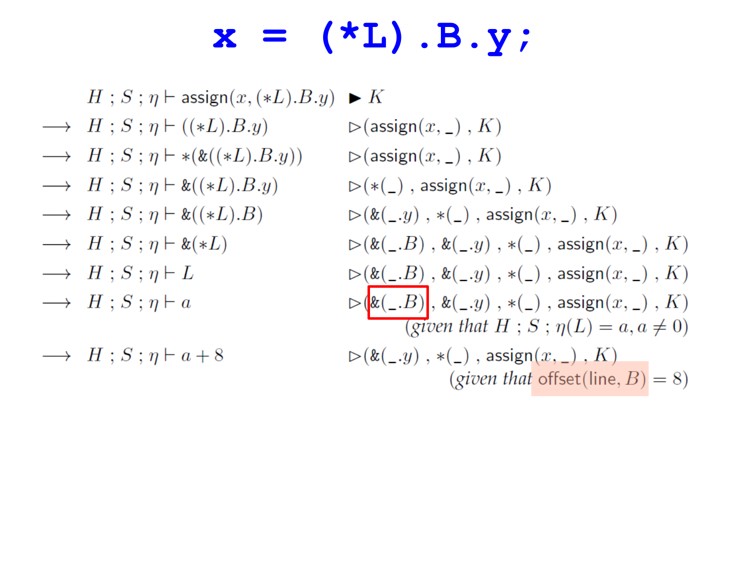# `x = (*L).B.y;`

$$
\begin{array}{llll}
 & H \; ; S \; ; \eta \vdash \mathsf{assign}(x, (*L).B.y) & \blacktriangleright K & \\
\longrightarrow & H \; ; S \; ; \eta \vdash ((*L).B.y) & \rhd (\mathsf{assign}(x, \_) \; , K) & \\
\longrightarrow & H \; ; S \; ; \eta \vdash *(\&((*L).B.y)) & \rhd (\mathsf{assign}(x, \_) \; , K) & \\
\longrightarrow & H \; ; S \; ; \eta \vdash \&((*L).B.y) & \rhd (*(\_) \; , \mathsf{assign}(x, \_) \; , K) & \\
\longrightarrow & H \; ; S \; ; \eta \vdash \&((*L).B) & \rhd (\&(\_.y) \; , *(\_) \; , \mathsf{assign}(x, \_) \; , K) & \\
\longrightarrow & H \; ; S \; ; \eta \vdash \&(*L) & \rhd (\&(\_.B) \; , \&(\_.y) \; , *(\_) \; , \mathsf{assign}(x, \_) \; , K) & \\
\longrightarrow & H \; ; S \; ; \eta \vdash L & \rhd (\&(\_.B) \; , \&(\_.y) \; , *(\_) \; , \mathsf{assign}(x, \_) \; , K) & \\
\longrightarrow & H \; ; S \; ; \eta \vdash a & \rhd (\&(\_.B) \; , \&(\_.y) \; , *(\_) \; , \mathsf{assign}(x, \_) \; , K) & \\
 & & (\textit{given that } H \; ; S \; ; \eta(L) = a, a \neq 0) & \\
\longrightarrow & H \; ; S \; ; \eta \vdash a + 8 & \rhd (\&(\_.y) \; , *(\_) \; , \mathsf{assign}(x, \_) \; , K) & \\
 & & (\textit{given that } \mathsf{offset}(\mathsf{line}, B) = 8) &
\end{array}
$$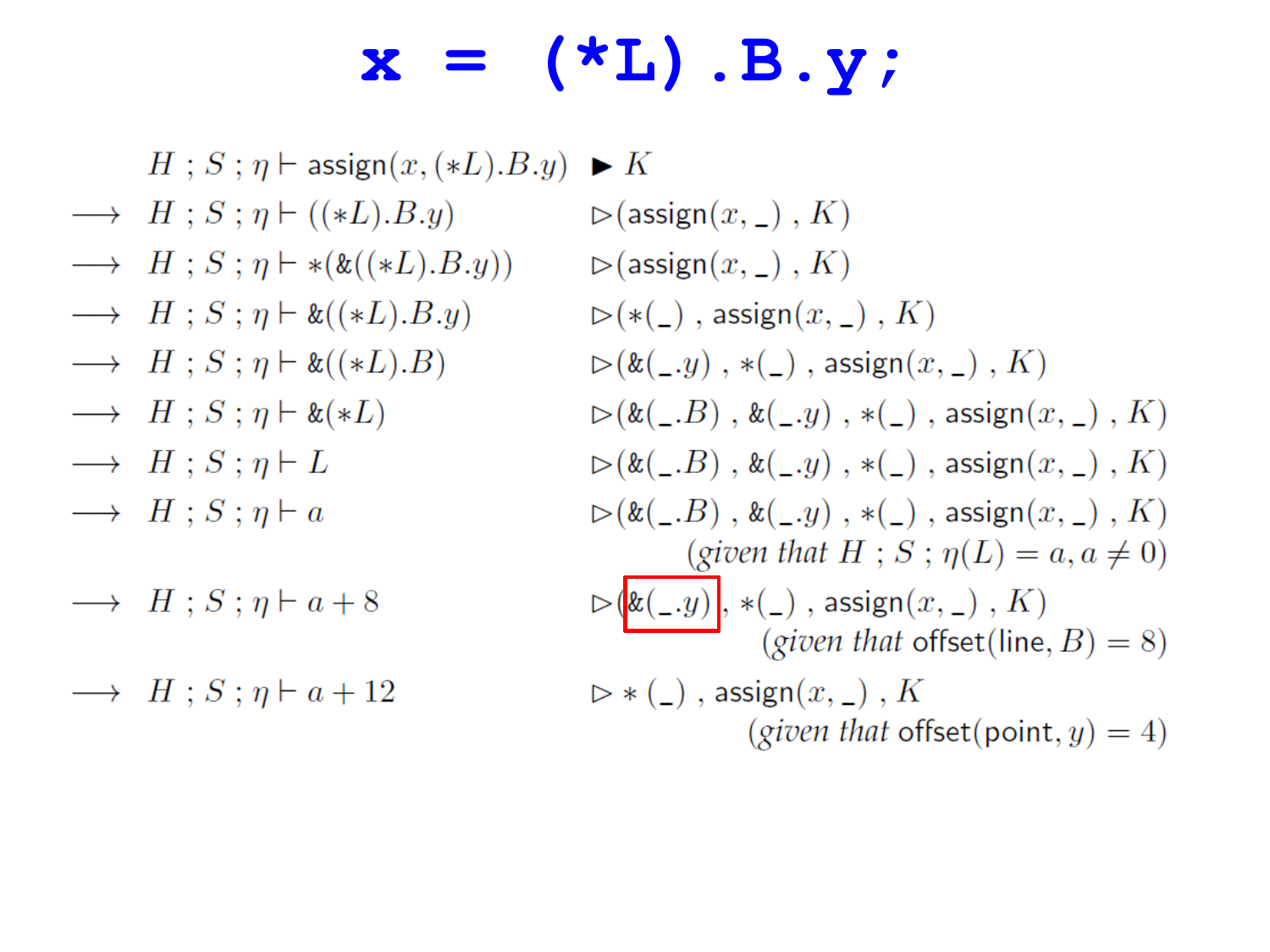```
x = (*L).B.y;
```

$$
\begin{array}{lll}
& H\ ;\ S\ ;\ \eta \vdash \mathsf{assign}(x, (*L).B.y) & \blacktriangleright\ K \\
\longrightarrow & H\ ;\ S\ ;\ \eta \vdash ((*L).B.y) & \rhd (\mathsf{assign}(x, \_)\ ,\ K) \\
\longrightarrow & H\ ;\ S\ ;\ \eta \vdash *(\&((*L).B.y)) & \rhd (\mathsf{assign}(x, \_)\ ,\ K) \\
\longrightarrow & H\ ;\ S\ ;\ \eta \vdash \&((*L).B.y) & \rhd (*(\_)\ ,\ \mathsf{assign}(x, \_)\ ,\ K) \\
\longrightarrow & H\ ;\ S\ ;\ \eta \vdash \&((*L).B) & \rhd (\&(\_.y)\ ,\ *(\_)\ ,\ \mathsf{assign}(x, \_)\ ,\ K) \\
\longrightarrow & H\ ;\ S\ ;\ \eta \vdash \&(*L) & \rhd (\&(\_.B)\ ,\ \&(\_.y)\ ,\ *(\_)\ ,\ \mathsf{assign}(x, \_)\ ,\ K) \\
\longrightarrow & H\ ;\ S\ ;\ \eta \vdash L & \rhd (\&(\_.B)\ ,\ \&(\_.y)\ ,\ *(\_)\ ,\ \mathsf{assign}(x, \_)\ ,\ K) \\
\longrightarrow & H\ ;\ S\ ;\ \eta \vdash a & \rhd (\&(\_.B)\ ,\ \&(\_.y)\ ,\ *(\_)\ ,\ \mathsf{assign}(x, \_)\ ,\ K) \\
& & \qquad (\textit{given that } H\ ;\ S\ ;\ \eta(L) = a, a \neq 0) \\
\longrightarrow & H\ ;\ S\ ;\ \eta \vdash a + 8 & \rhd (\boxed{\&(\_.y)}\ ,\ *(\_)\ ,\ \mathsf{assign}(x, \_)\ ,\ K) \\
& & \qquad (\textit{given that } \mathsf{offset}(\mathsf{line}, B) = 8) \\
\longrightarrow & H\ ;\ S\ ;\ \eta \vdash a + 12 & \rhd *(\_)\ ,\ \mathsf{assign}(x, \_)\ ,\ K \\
& & \qquad (\textit{given that } \mathsf{offset}(\mathsf{point}, y) = 4)
\end{array}
$$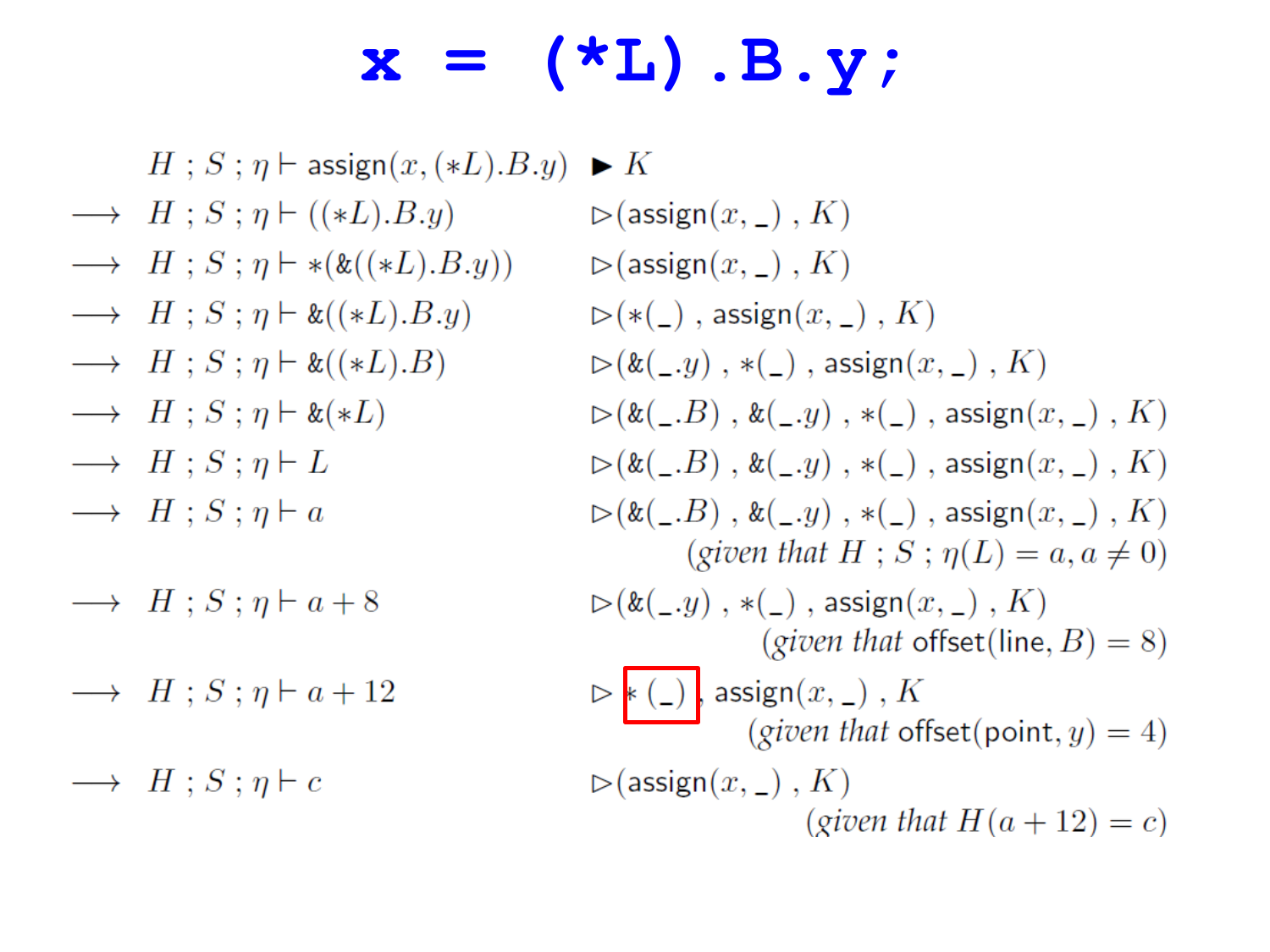```
x = (*L).B.y;
```

$$
\begin{array}{lll}
 & H \,;\, S \,;\, \eta \vdash \mathsf{assign}(x, (*L).B.y) & \blacktriangleright\ K \\
\longrightarrow & H \,;\, S \,;\, \eta \vdash ((*L).B.y) & \rhd(\mathsf{assign}(x, \_)\ ,\ K) \\
\longrightarrow & H \,;\, S \,;\, \eta \vdash *(\&((*L).B.y)) & \rhd(\mathsf{assign}(x, \_)\ ,\ K) \\
\longrightarrow & H \,;\, S \,;\, \eta \vdash \&((*L).B.y) & \rhd(*(\_)\ ,\ \mathsf{assign}(x, \_)\ ,\ K) \\
\longrightarrow & H \,;\, S \,;\, \eta \vdash \&((*L).B) & \rhd(\&(\_.y)\ ,\ *(\_)\ ,\ \mathsf{assign}(x, \_)\ ,\ K) \\
\longrightarrow & H \,;\, S \,;\, \eta \vdash \&(*L) & \rhd(\&(\_.B)\ ,\ \&(\_.y)\ ,\ *(\_)\ ,\ \mathsf{assign}(x, \_)\ ,\ K) \\
\longrightarrow & H \,;\, S \,;\, \eta \vdash L & \rhd(\&(\_.B)\ ,\ \&(\_.y)\ ,\ *(\_)\ ,\ \mathsf{assign}(x, \_)\ ,\ K) \\
\longrightarrow & H \,;\, S \,;\, \eta \vdash a & \rhd(\&(\_.B)\ ,\ \&(\_.y)\ ,\ *(\_)\ ,\ \mathsf{assign}(x, \_)\ ,\ K) \\
 & & \qquad (\textit{given that } H \,;\, S \,;\, \eta(L) = a, a \neq 0) \\
\longrightarrow & H \,;\, S \,;\, \eta \vdash a + 8 & \rhd(\&(\_.y)\ ,\ *(\_)\ ,\ \mathsf{assign}(x, \_)\ ,\ K) \\
 & & \qquad (\textit{given that } \mathsf{offset}(\mathsf{line}, B) = 8) \\
\longrightarrow & H \,;\, S \,;\, \eta \vdash a + 12 & \rhd\ \boxed{*(\_)}\ ,\ \mathsf{assign}(x, \_)\ ,\ K \\
 & & \qquad (\textit{given that } \mathsf{offset}(\mathsf{point}, y) = 4) \\
\longrightarrow & H \,;\, S \,;\, \eta \vdash c & \rhd(\mathsf{assign}(x, \_)\ ,\ K) \\
 & & \qquad (\textit{given that } H(a + 12) = c)
\end{array}
$$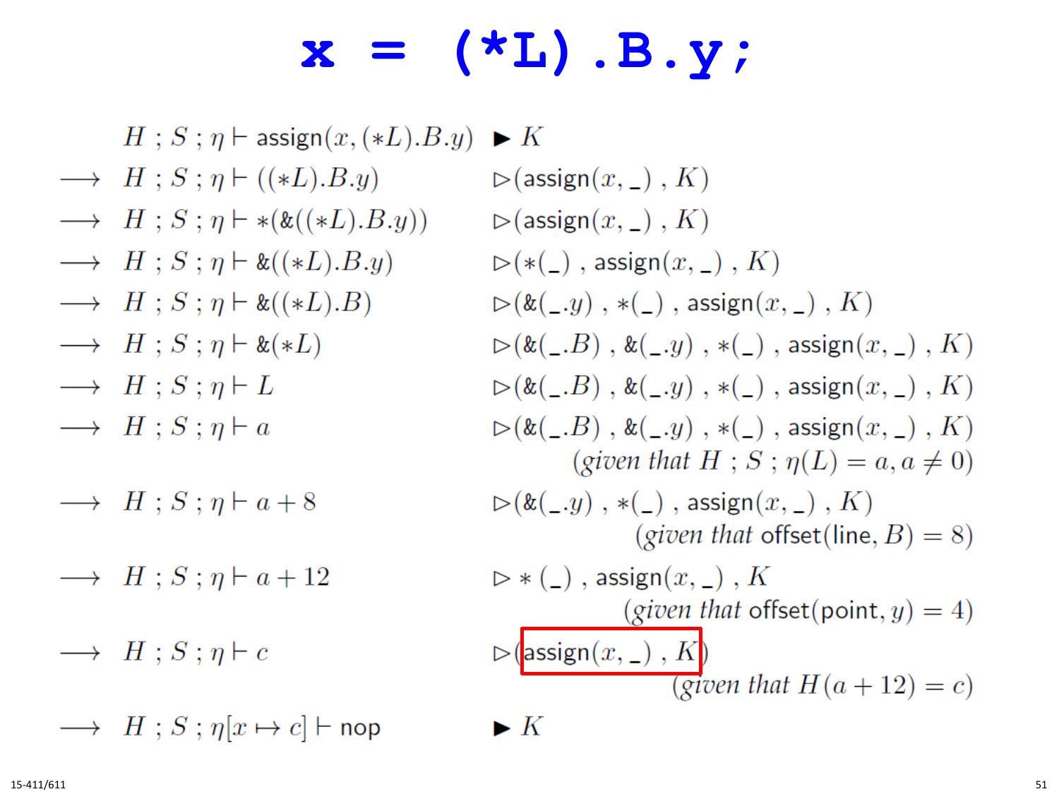# `x = (*L).B.y;`

$$
\begin{array}{lll}
 & H\ ;\ S\ ;\ \eta \vdash \mathsf{assign}(x, (*L).B.y) & \blacktriangleright\ K \\
\longrightarrow & H\ ;\ S\ ;\ \eta \vdash ((*L).B.y) & \rhd (\mathsf{assign}(x, \_)\ ,\ K) \\
\longrightarrow & H\ ;\ S\ ;\ \eta \vdash *(\&((*L).B.y)) & \rhd (\mathsf{assign}(x, \_)\ ,\ K) \\
\longrightarrow & H\ ;\ S\ ;\ \eta \vdash \&((*L).B.y) & \rhd (*(\_)\ ,\ \mathsf{assign}(x, \_)\ ,\ K) \\
\longrightarrow & H\ ;\ S\ ;\ \eta \vdash \&((*L).B) & \rhd (\&(\_.y)\ ,\ *(\_)\ ,\ \mathsf{assign}(x, \_)\ ,\ K) \\
\longrightarrow & H\ ;\ S\ ;\ \eta \vdash \&(*L) & \rhd (\&(\_.B)\ ,\ \&(\_.y)\ ,\ *(\_)\ ,\ \mathsf{assign}(x, \_)\ ,\ K) \\
\longrightarrow & H\ ;\ S\ ;\ \eta \vdash L & \rhd (\&(\_.B)\ ,\ \&(\_.y)\ ,\ *(\_)\ ,\ \mathsf{assign}(x, \_)\ ,\ K) \\
\longrightarrow & H\ ;\ S\ ;\ \eta \vdash a & \rhd (\&(\_.B)\ ,\ \&(\_.y)\ ,\ *(\_)\ ,\ \mathsf{assign}(x, \_)\ ,\ K) \\
 & & (\textit{given that } H\ ;\ S\ ;\ \eta(L) = a, a \neq 0) \\
\longrightarrow & H\ ;\ S\ ;\ \eta \vdash a + 8 & \rhd (\&(\_.y)\ ,\ *(\_)\ ,\ \mathsf{assign}(x, \_)\ ,\ K) \\
 & & (\textit{given that } \mathsf{offset}(\mathsf{line}, B) = 8) \\
\longrightarrow & H\ ;\ S\ ;\ \eta \vdash a + 12 & \rhd *(\_)\ ,\ \mathsf{assign}(x, \_)\ ,\ K \\
 & & (\textit{given that } \mathsf{offset}(\mathsf{point}, y) = 4) \\
\longrightarrow & H\ ;\ S\ ;\ \eta \vdash c & \rhd (\mathsf{assign}(x, \_)\ ,\ K) \\
 & & (\textit{given that } H(a + 12) = c) \\
\longrightarrow & H\ ;\ S\ ;\ \eta[x \mapsto c] \vdash \mathsf{nop} & \blacktriangleright\ K
\end{array}
$$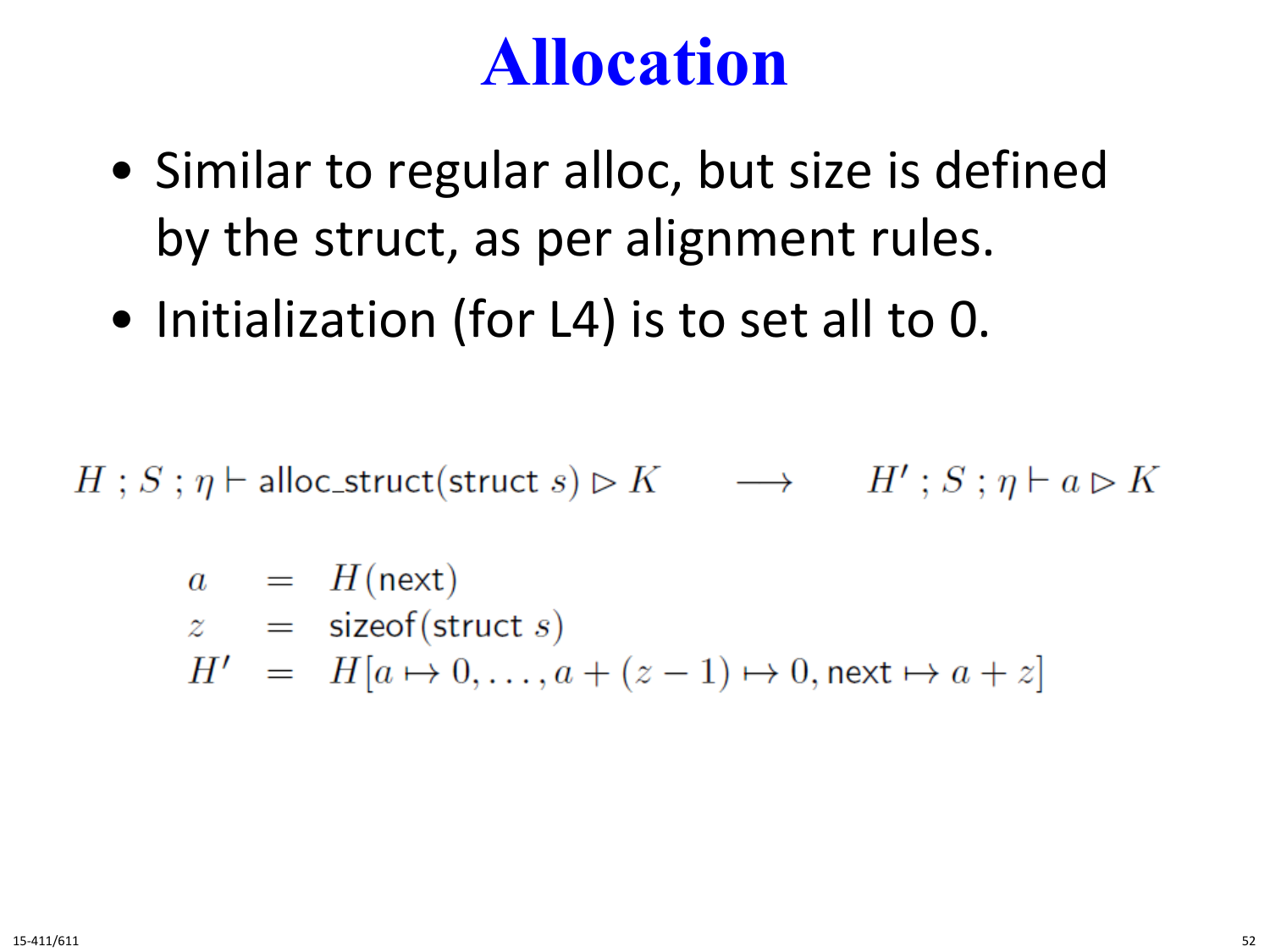# Allocation

- Similar to regular alloc, but size is defined by the struct, as per alignment rules.
- Initialization (for L4) is to set all to 0.

$$H \; ; S \; ; \eta \vdash \mathsf{alloc\_struct}(\mathsf{struct}\; s) \rhd K \qquad \longrightarrow \qquad H' \; ; S \; ; \eta \vdash a \rhd K$$

$$\begin{array}{rcl} a & = & H(\mathsf{next}) \\ z & = & \mathsf{sizeof}(\mathsf{struct}\; s) \\ H' & = & H[a \mapsto 0, \ldots, a + (z-1) \mapsto 0, \mathsf{next} \mapsto a + z] \end{array}$$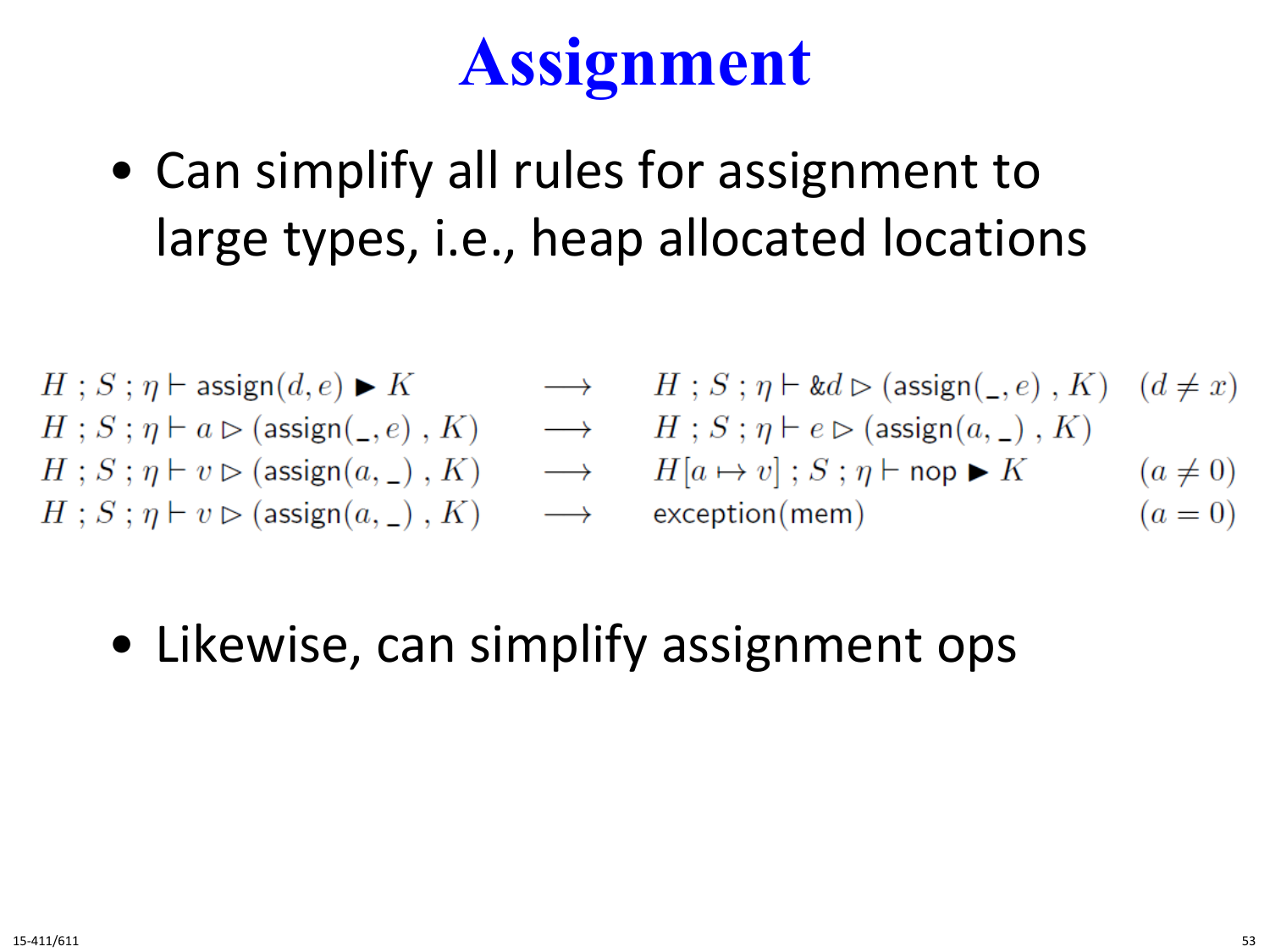# Assignment

- Can simplify all rules for assignment to large types, i.e., heap allocated locations

$$
\begin{array}{lcll}
H \; ; S \; ; \eta \vdash \mathsf{assign}(d, e) \blacktriangleright K & \longrightarrow & H \; ; S \; ; \eta \vdash \&d \rhd (\mathsf{assign}(\_, e)\;,\, K) & (d \neq x) \\
H \; ; S \; ; \eta \vdash a \rhd (\mathsf{assign}(\_, e)\;,\, K) & \longrightarrow & H \; ; S \; ; \eta \vdash e \rhd (\mathsf{assign}(a, \_)\;,\, K) & \\
H \; ; S \; ; \eta \vdash v \rhd (\mathsf{assign}(a, \_)\;,\, K) & \longrightarrow & H[a \mapsto v] \; ; S \; ; \eta \vdash \mathsf{nop} \blacktriangleright K & (a \neq 0) \\
H \; ; S \; ; \eta \vdash v \rhd (\mathsf{assign}(a, \_)\;,\, K) & \longrightarrow & \mathsf{exception}(\mathsf{mem}) & (a = 0)
\end{array}
$$

- Likewise, can simplify assignment ops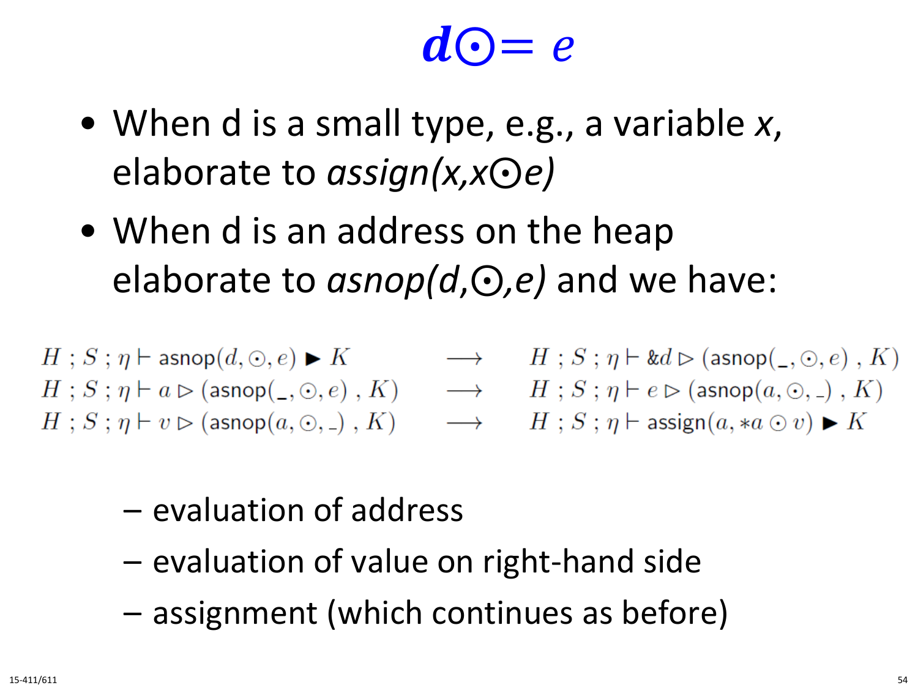# $d \odot = e$

- When d is a small type, e.g., a variable *x*, elaborate to *assign(x,x⊙e)*
- When d is an address on the heap elaborate to *asnop(d,⊙,e)* and we have:

$$
\begin{array}{lcl}
H\,;S\,;\eta \vdash \mathsf{asnop}(d, \odot, e) \blacktriangleright K & \longrightarrow & H\,;S\,;\eta \vdash \&d \rhd (\mathsf{asnop}(\_, \odot, e)\ ,\ K) \\
H\,;S\,;\eta \vdash a \rhd (\mathsf{asnop}(\_, \odot, e)\ ,\ K) & \longrightarrow & H\,;S\,;\eta \vdash e \rhd (\mathsf{asnop}(a, \odot, \_)\ ,\ K) \\
H\,;S\,;\eta \vdash v \rhd (\mathsf{asnop}(a, \odot, \_)\ ,\ K) & \longrightarrow & H\,;S\,;\eta \vdash \mathsf{assign}(a, *a \odot v) \blacktriangleright K
\end{array}
$$

  - evaluation of address
  - evaluation of value on right-hand side
  - assignment (which continues as before)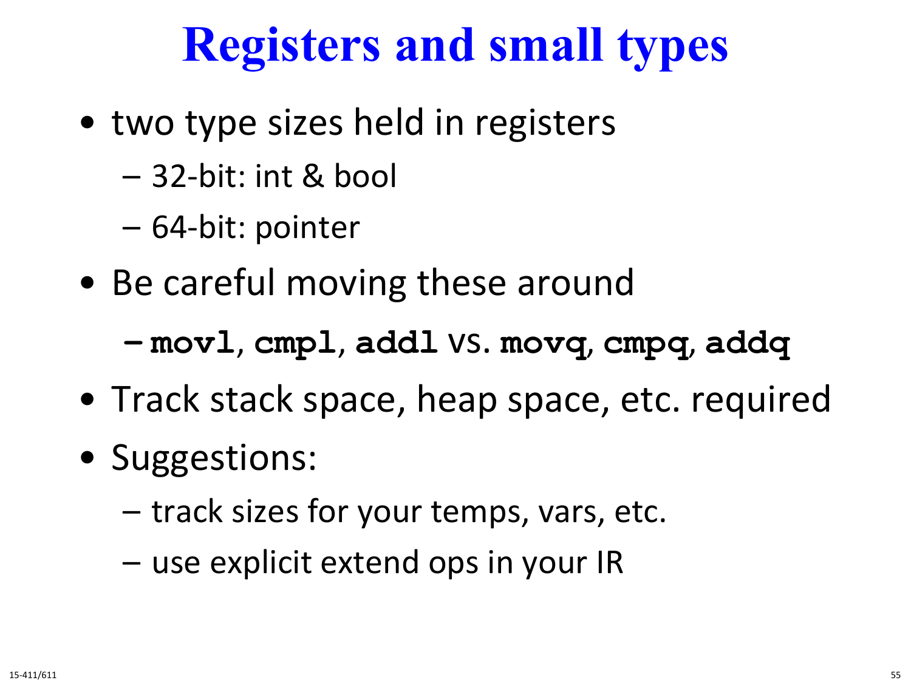# Registers and small types

- two type sizes held in registers
  - 32-bit: int & bool
  - 64-bit: pointer
- Be careful moving these around
  - **`movl`**, **`cmpl`**, **`addl`** vs. **`movq`**, **`cmpq`**, **`addq`**
- Track stack space, heap space, etc. required
- Suggestions:
  - track sizes for your temps, vars, etc.
  - use explicit extend ops in your IR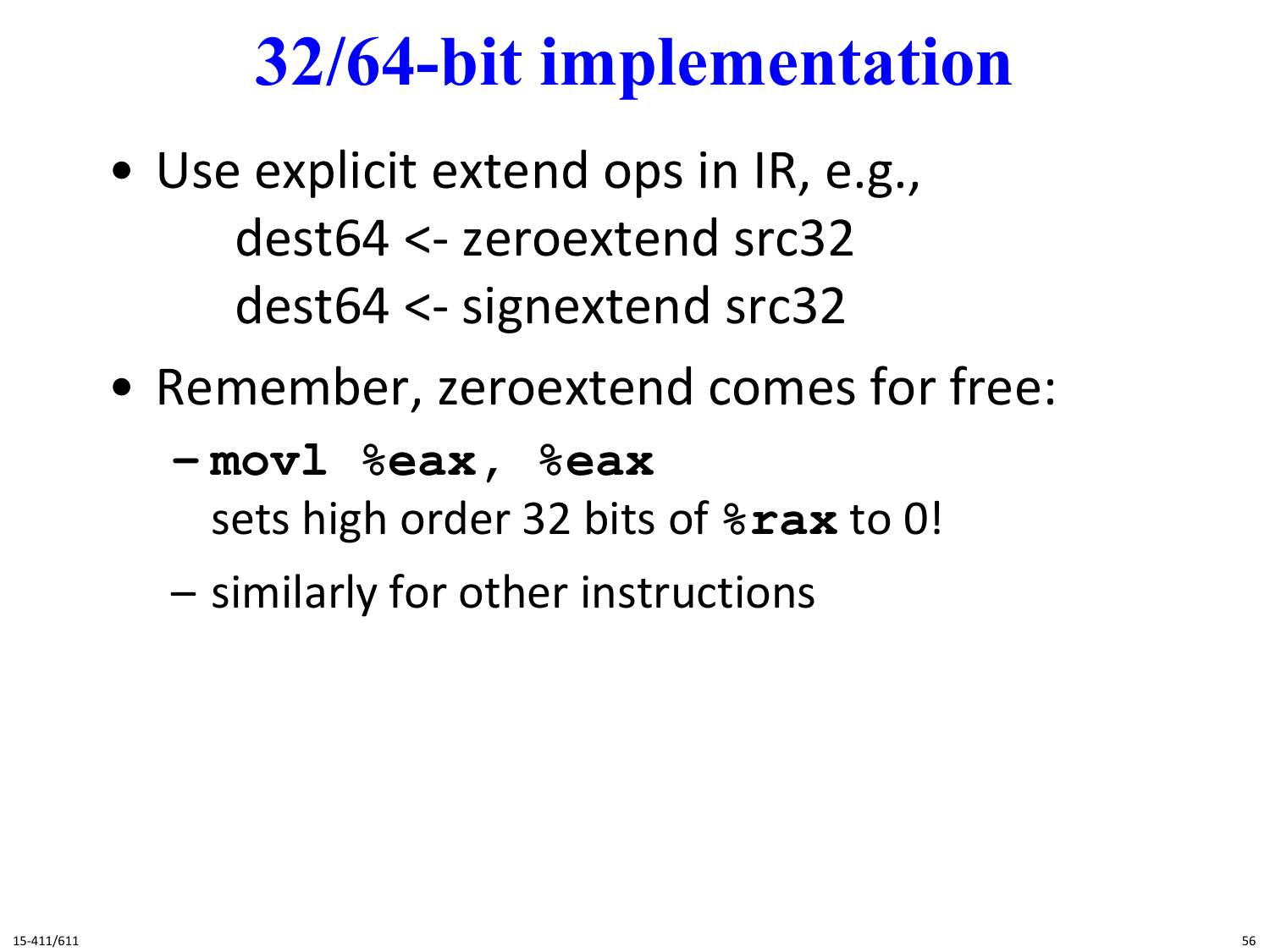# 32/64-bit implementation

- Use explicit extend ops in IR, e.g.,

  dest64 <- zeroextend src32
  
  dest64 <- signextend src32

- Remember, zeroextend comes for free:
  - `movl %eax, %eax`
  
    sets high order 32 bits of `%rax` to 0!
  - similarly for other instructions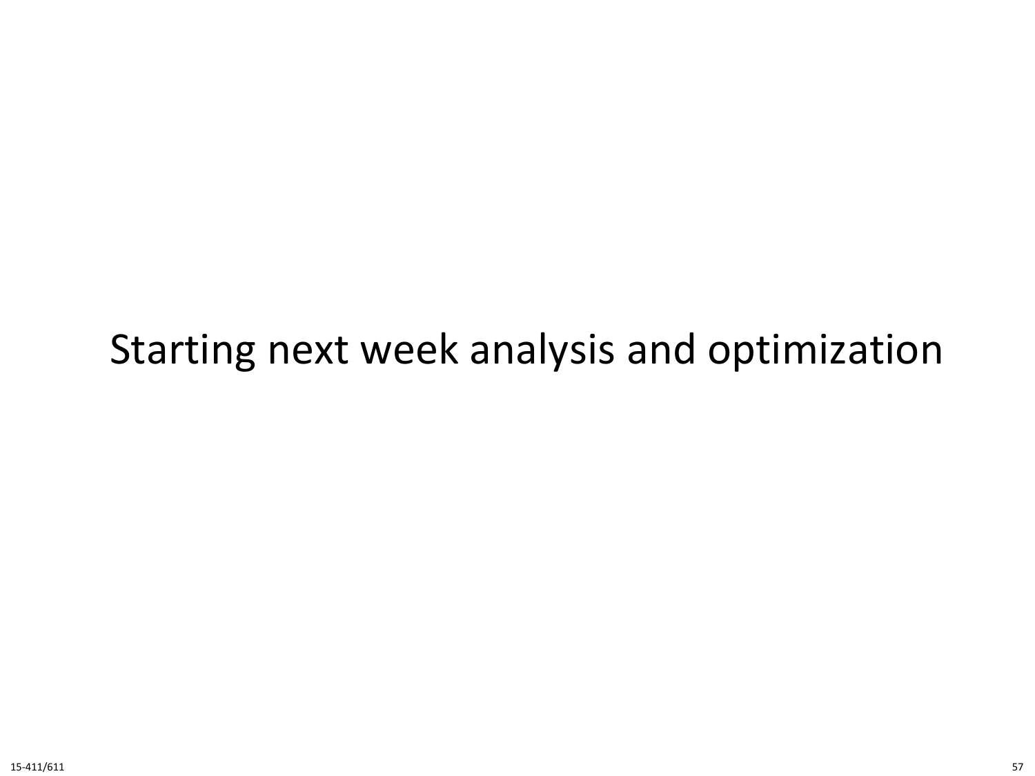Starting next week analysis and optimization